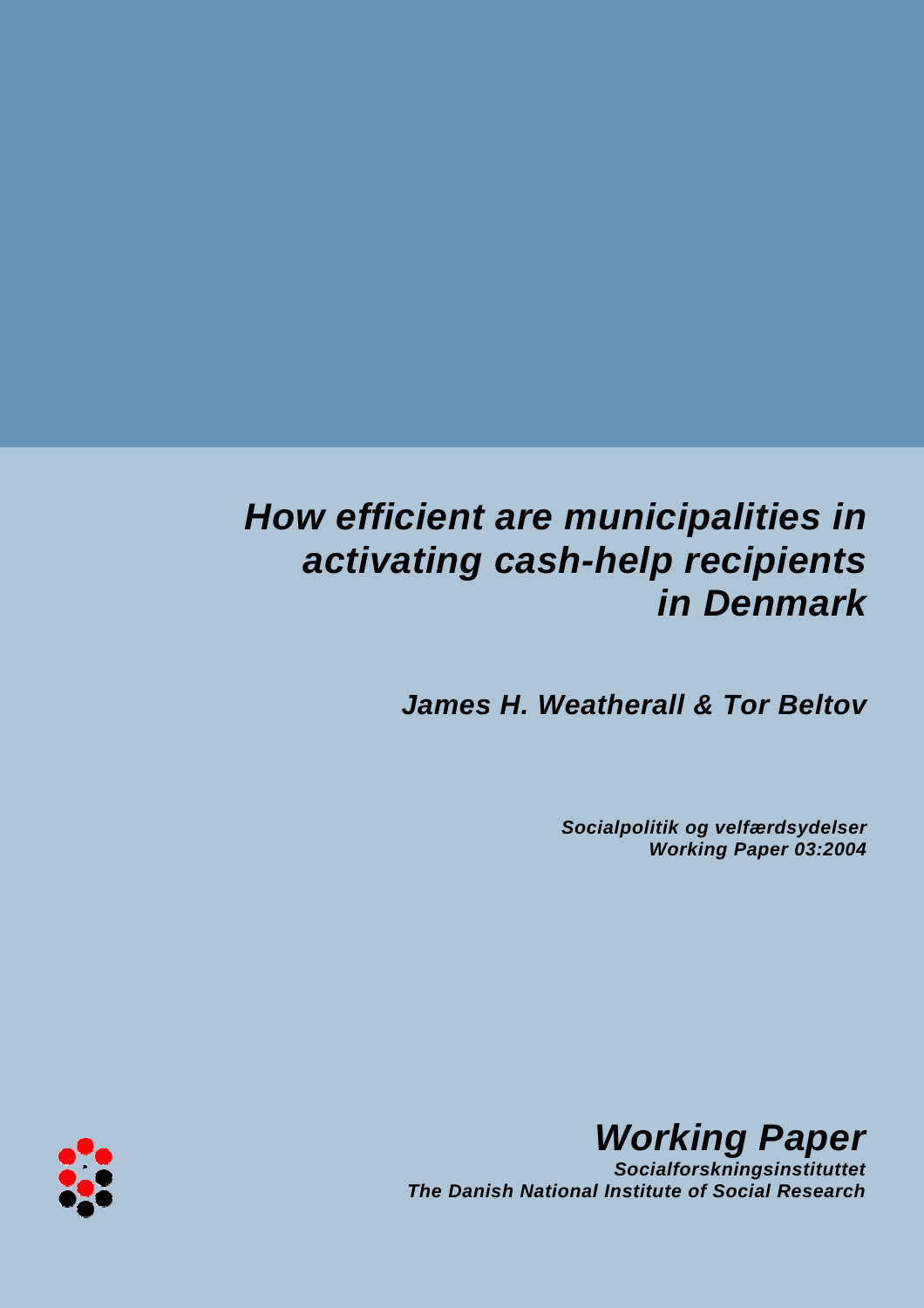# *How efficient are municipalities in activating cash-help recipients in Denmark*

***James H. Weatherall & Tor Beltov***

***Socialpolitik og velfærdsydelser***
***Working Paper 03:2004***

***Working Paper***

***Socialforskningsinstituttet***
***The Danish National Institute of Social Research***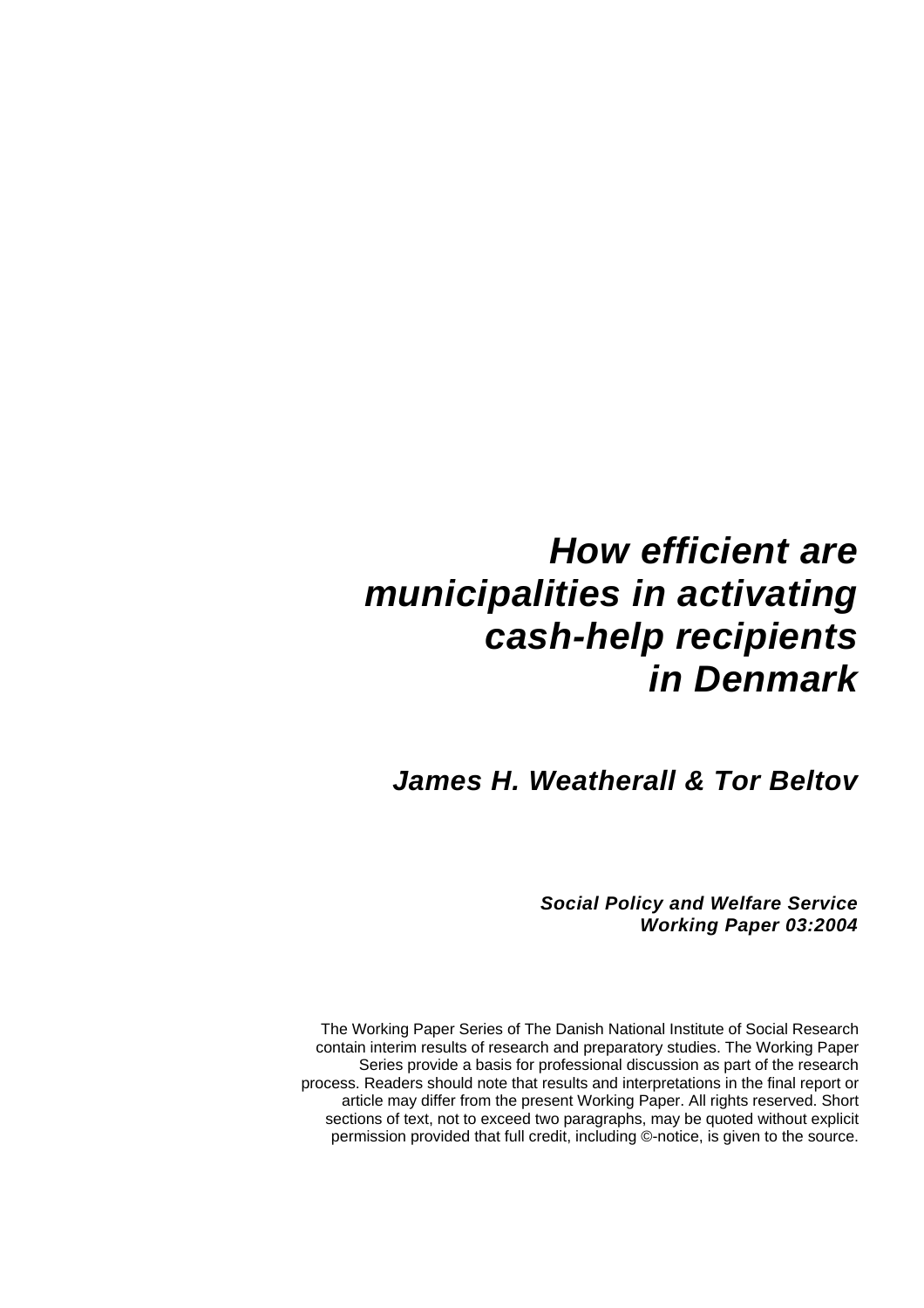# *How efficient are municipalities in activating cash-help recipients in Denmark*

***James H. Weatherall & Tor Beltov***

***Social Policy and Welfare Service***
***Working Paper 03:2004***

The Working Paper Series of The Danish National Institute of Social Research contain interim results of research and preparatory studies. The Working Paper Series provide a basis for professional discussion as part of the research process. Readers should note that results and interpretations in the final report or article may differ from the present Working Paper. All rights reserved. Short sections of text, not to exceed two paragraphs, may be quoted without explicit permission provided that full credit, including ©-notice, is given to the source.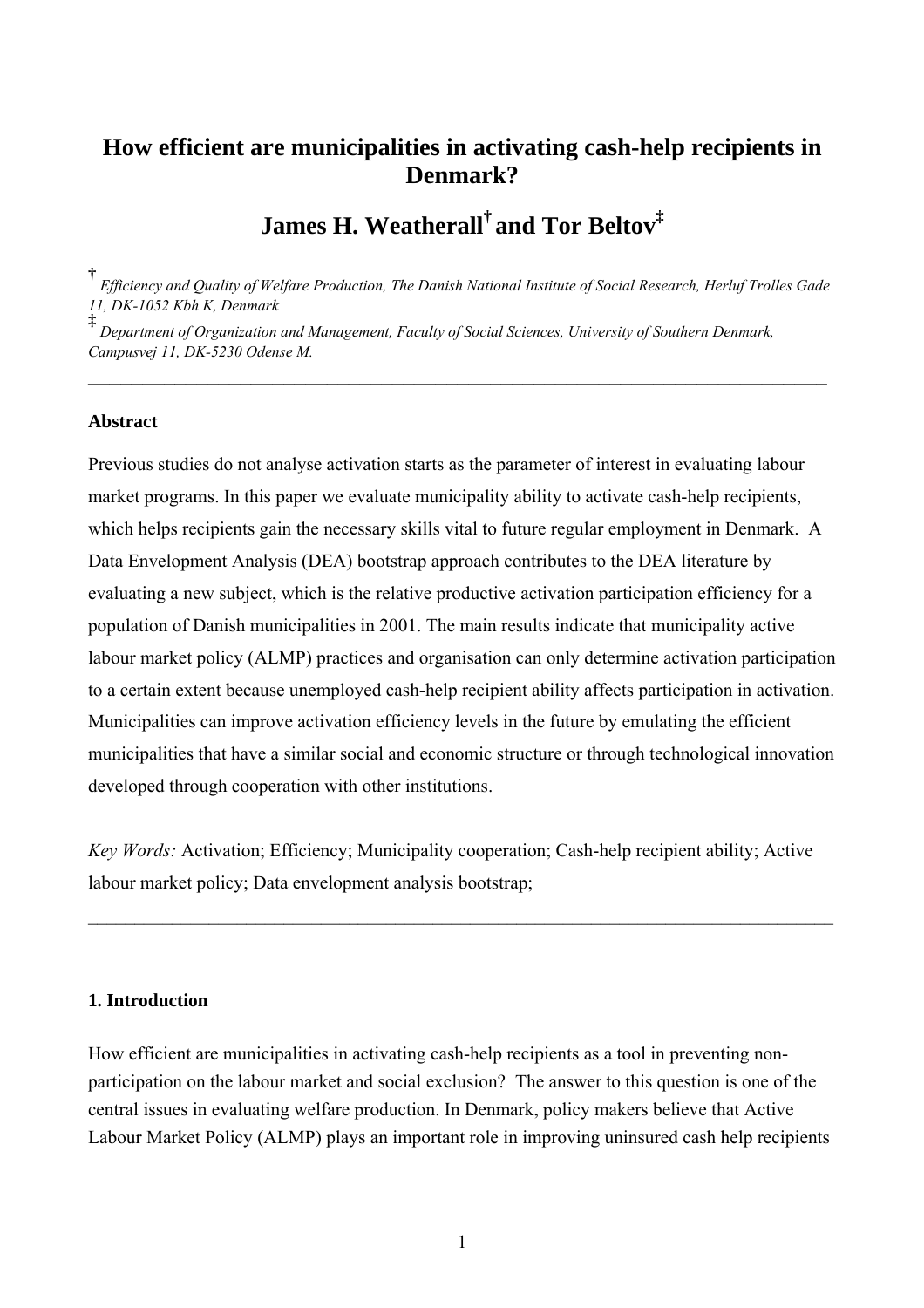# How efficient are municipalities in activating cash-help recipients in Denmark?

## James H. Weatherall[†] and Tor Beltov[‡]

[†] *Efficiency and Quality of Welfare Production, The Danish National Institute of Social Research, Herluf Trolles Gade 11, DK-1052 Kbh K, Denmark*

[‡] *Department of Organization and Management, Faculty of Social Sciences, University of Southern Denmark, Campusvej 11, DK-5230 Odense M.*

---

**Abstract**

Previous studies do not analyse activation starts as the parameter of interest in evaluating labour market programs. In this paper we evaluate municipality ability to activate cash-help recipients, which helps recipients gain the necessary skills vital to future regular employment in Denmark. A Data Envelopment Analysis (DEA) bootstrap approach contributes to the DEA literature by evaluating a new subject, which is the relative productive activation participation efficiency for a population of Danish municipalities in 2001. The main results indicate that municipality active labour market policy (ALMP) practices and organisation can only determine activation participation to a certain extent because unemployed cash-help recipient ability affects participation in activation. Municipalities can improve activation efficiency levels in the future by emulating the efficient municipalities that have a similar social and economic structure or through technological innovation developed through cooperation with other institutions.

*Key Words:* Activation; Efficiency; Municipality cooperation; Cash-help recipient ability; Active labour market policy; Data envelopment analysis bootstrap;

---

**1. Introduction**

How efficient are municipalities in activating cash-help recipients as a tool in preventing non-participation on the labour market and social exclusion? The answer to this question is one of the central issues in evaluating welfare production. In Denmark, policy makers believe that Active Labour Market Policy (ALMP) plays an important role in improving uninsured cash help recipients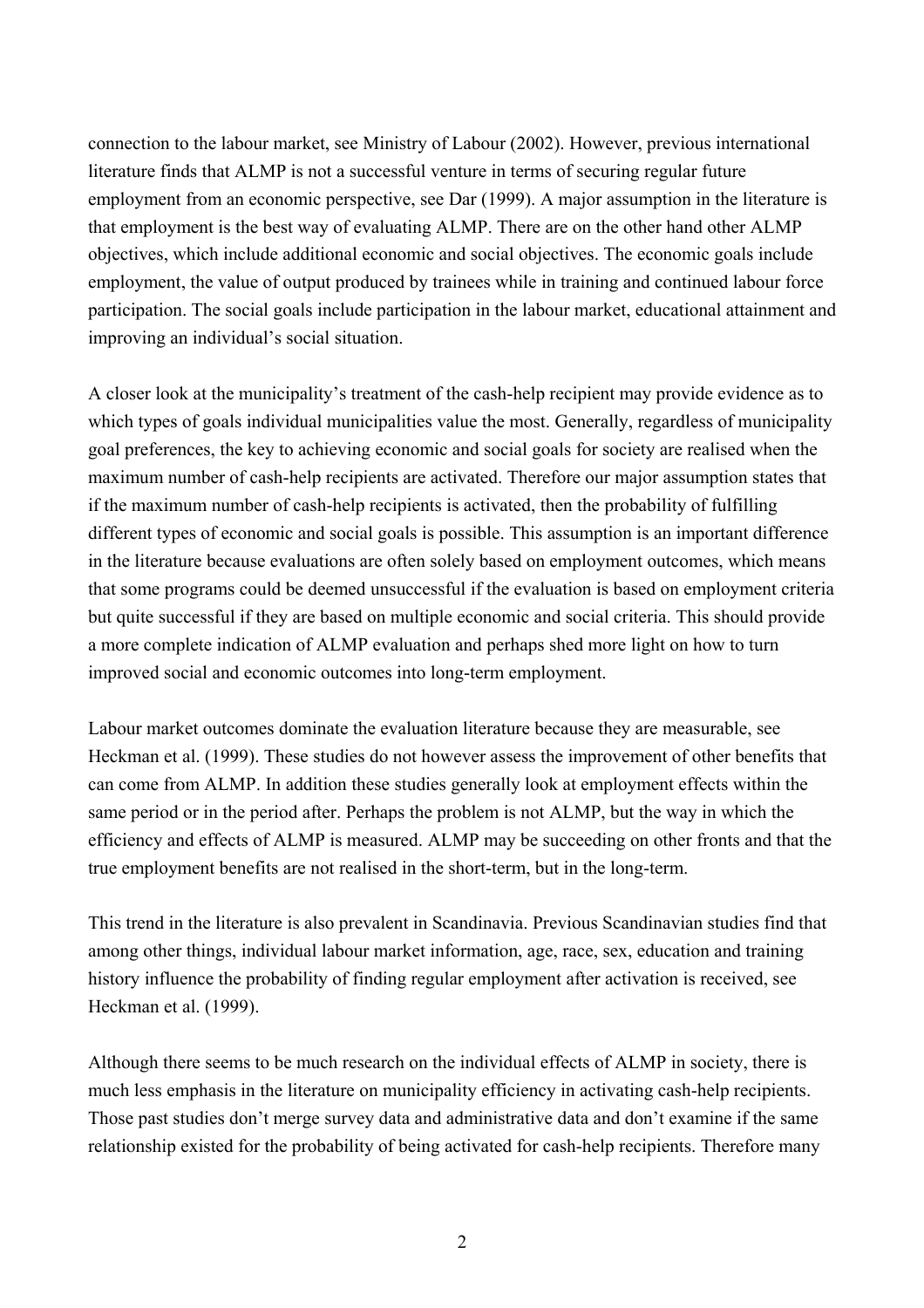connection to the labour market, see Ministry of Labour (2002). However, previous international literature finds that ALMP is not a successful venture in terms of securing regular future employment from an economic perspective, see Dar (1999). A major assumption in the literature is that employment is the best way of evaluating ALMP. There are on the other hand other ALMP objectives, which include additional economic and social objectives. The economic goals include employment, the value of output produced by trainees while in training and continued labour force participation. The social goals include participation in the labour market, educational attainment and improving an individual's social situation.

A closer look at the municipality's treatment of the cash-help recipient may provide evidence as to which types of goals individual municipalities value the most. Generally, regardless of municipality goal preferences, the key to achieving economic and social goals for society are realised when the maximum number of cash-help recipients are activated. Therefore our major assumption states that if the maximum number of cash-help recipients is activated, then the probability of fulfilling different types of economic and social goals is possible. This assumption is an important difference in the literature because evaluations are often solely based on employment outcomes, which means that some programs could be deemed unsuccessful if the evaluation is based on employment criteria but quite successful if they are based on multiple economic and social criteria. This should provide a more complete indication of ALMP evaluation and perhaps shed more light on how to turn improved social and economic outcomes into long-term employment.

Labour market outcomes dominate the evaluation literature because they are measurable, see Heckman et al. (1999). These studies do not however assess the improvement of other benefits that can come from ALMP. In addition these studies generally look at employment effects within the same period or in the period after. Perhaps the problem is not ALMP, but the way in which the efficiency and effects of ALMP is measured. ALMP may be succeeding on other fronts and that the true employment benefits are not realised in the short-term, but in the long-term.

This trend in the literature is also prevalent in Scandinavia. Previous Scandinavian studies find that among other things, individual labour market information, age, race, sex, education and training history influence the probability of finding regular employment after activation is received, see Heckman et al. (1999).

Although there seems to be much research on the individual effects of ALMP in society, there is much less emphasis in the literature on municipality efficiency in activating cash-help recipients. Those past studies don't merge survey data and administrative data and don't examine if the same relationship existed for the probability of being activated for cash-help recipients. Therefore many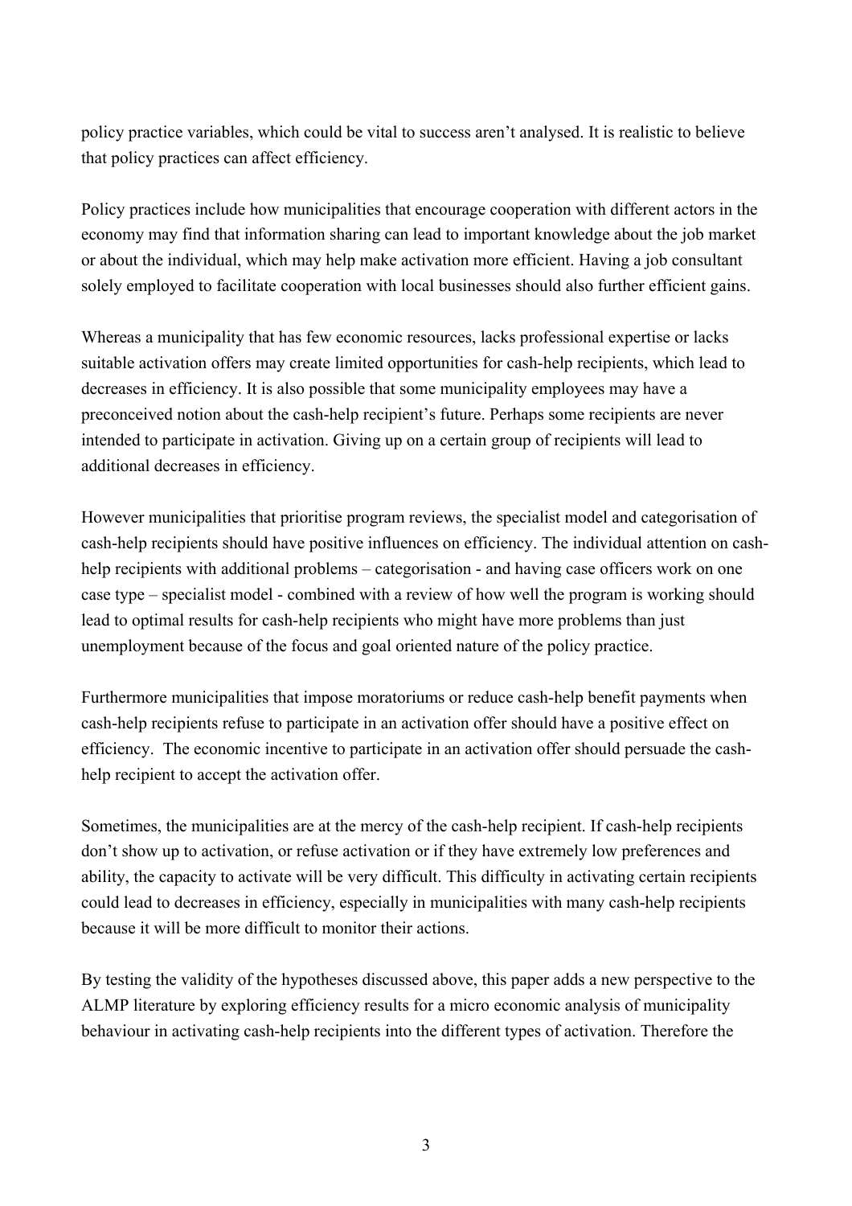policy practice variables, which could be vital to success aren't analysed. It is realistic to believe that policy practices can affect efficiency.

Policy practices include how municipalities that encourage cooperation with different actors in the economy may find that information sharing can lead to important knowledge about the job market or about the individual, which may help make activation more efficient. Having a job consultant solely employed to facilitate cooperation with local businesses should also further efficient gains.

Whereas a municipality that has few economic resources, lacks professional expertise or lacks suitable activation offers may create limited opportunities for cash-help recipients, which lead to decreases in efficiency. It is also possible that some municipality employees may have a preconceived notion about the cash-help recipient's future. Perhaps some recipients are never intended to participate in activation. Giving up on a certain group of recipients will lead to additional decreases in efficiency.

However municipalities that prioritise program reviews, the specialist model and categorisation of cash-help recipients should have positive influences on efficiency. The individual attention on cash-help recipients with additional problems – categorisation - and having case officers work on one case type – specialist model - combined with a review of how well the program is working should lead to optimal results for cash-help recipients who might have more problems than just unemployment because of the focus and goal oriented nature of the policy practice.

Furthermore municipalities that impose moratoriums or reduce cash-help benefit payments when cash-help recipients refuse to participate in an activation offer should have a positive effect on efficiency. The economic incentive to participate in an activation offer should persuade the cash-help recipient to accept the activation offer.

Sometimes, the municipalities are at the mercy of the cash-help recipient. If cash-help recipients don't show up to activation, or refuse activation or if they have extremely low preferences and ability, the capacity to activate will be very difficult. This difficulty in activating certain recipients could lead to decreases in efficiency, especially in municipalities with many cash-help recipients because it will be more difficult to monitor their actions.

By testing the validity of the hypotheses discussed above, this paper adds a new perspective to the ALMP literature by exploring efficiency results for a micro economic analysis of municipality behaviour in activating cash-help recipients into the different types of activation. Therefore the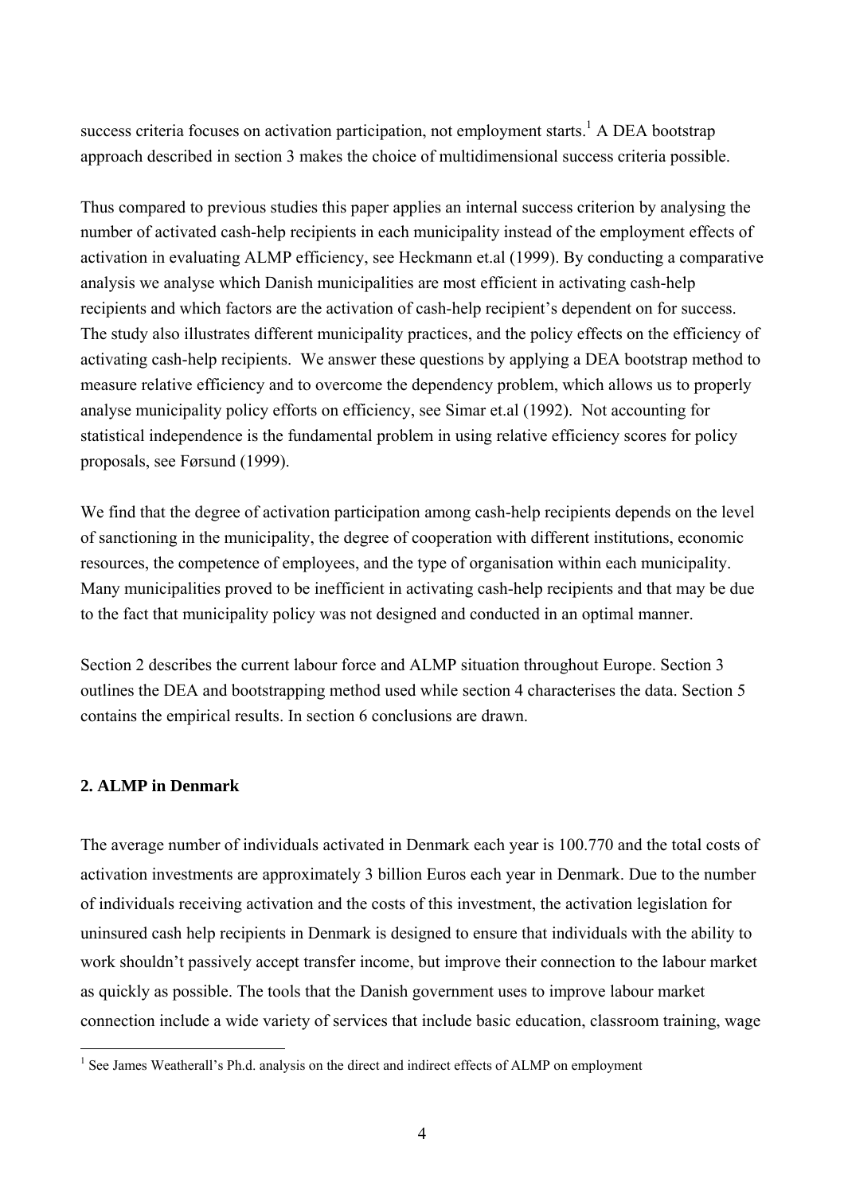success criteria focuses on activation participation, not employment starts.[1] A DEA bootstrap approach described in section 3 makes the choice of multidimensional success criteria possible.

Thus compared to previous studies this paper applies an internal success criterion by analysing the number of activated cash-help recipients in each municipality instead of the employment effects of activation in evaluating ALMP efficiency, see Heckmann et.al (1999). By conducting a comparative analysis we analyse which Danish municipalities are most efficient in activating cash-help recipients and which factors are the activation of cash-help recipient's dependent on for success. The study also illustrates different municipality practices, and the policy effects on the efficiency of activating cash-help recipients. We answer these questions by applying a DEA bootstrap method to measure relative efficiency and to overcome the dependency problem, which allows us to properly analyse municipality policy efforts on efficiency, see Simar et.al (1992). Not accounting for statistical independence is the fundamental problem in using relative efficiency scores for policy proposals, see Førsund (1999).

We find that the degree of activation participation among cash-help recipients depends on the level of sanctioning in the municipality, the degree of cooperation with different institutions, economic resources, the competence of employees, and the type of organisation within each municipality. Many municipalities proved to be inefficient in activating cash-help recipients and that may be due to the fact that municipality policy was not designed and conducted in an optimal manner.

Section 2 describes the current labour force and ALMP situation throughout Europe. Section 3 outlines the DEA and bootstrapping method used while section 4 characterises the data. Section 5 contains the empirical results. In section 6 conclusions are drawn.

## 2. ALMP in Denmark

The average number of individuals activated in Denmark each year is 100.770 and the total costs of activation investments are approximately 3 billion Euros each year in Denmark. Due to the number of individuals receiving activation and the costs of this investment, the activation legislation for uninsured cash help recipients in Denmark is designed to ensure that individuals with the ability to work shouldn't passively accept transfer income, but improve their connection to the labour market as quickly as possible. The tools that the Danish government uses to improve labour market connection include a wide variety of services that include basic education, classroom training, wage

[1] See James Weatherall's Ph.d. analysis on the direct and indirect effects of ALMP on employment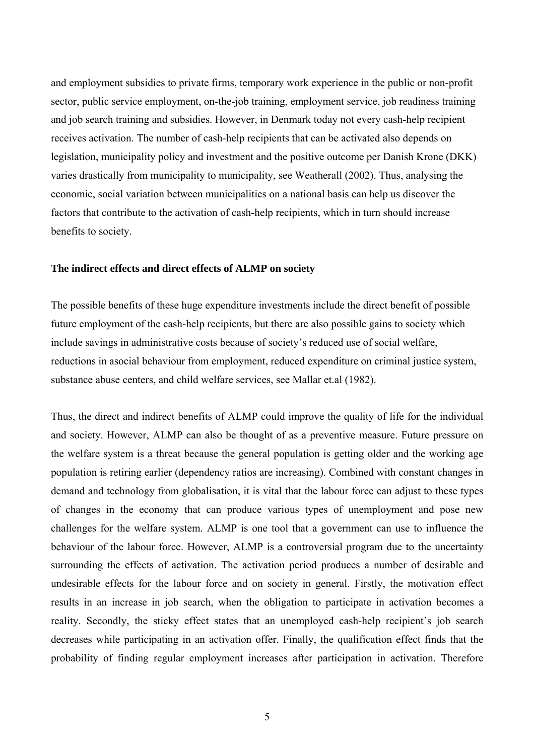and employment subsidies to private firms, temporary work experience in the public or non-profit sector, public service employment, on-the-job training, employment service, job readiness training and job search training and subsidies. However, in Denmark today not every cash-help recipient receives activation. The number of cash-help recipients that can be activated also depends on legislation, municipality policy and investment and the positive outcome per Danish Krone (DKK) varies drastically from municipality to municipality, see Weatherall (2002). Thus, analysing the economic, social variation between municipalities on a national basis can help us discover the factors that contribute to the activation of cash-help recipients, which in turn should increase benefits to society.

**The indirect effects and direct effects of ALMP on society**

The possible benefits of these huge expenditure investments include the direct benefit of possible future employment of the cash-help recipients, but there are also possible gains to society which include savings in administrative costs because of society's reduced use of social welfare, reductions in asocial behaviour from employment, reduced expenditure on criminal justice system, substance abuse centers, and child welfare services, see Mallar et.al (1982).

Thus, the direct and indirect benefits of ALMP could improve the quality of life for the individual and society. However, ALMP can also be thought of as a preventive measure. Future pressure on the welfare system is a threat because the general population is getting older and the working age population is retiring earlier (dependency ratios are increasing). Combined with constant changes in demand and technology from globalisation, it is vital that the labour force can adjust to these types of changes in the economy that can produce various types of unemployment and pose new challenges for the welfare system. ALMP is one tool that a government can use to influence the behaviour of the labour force. However, ALMP is a controversial program due to the uncertainty surrounding the effects of activation. The activation period produces a number of desirable and undesirable effects for the labour force and on society in general. Firstly, the motivation effect results in an increase in job search, when the obligation to participate in activation becomes a reality. Secondly, the sticky effect states that an unemployed cash-help recipient's job search decreases while participating in an activation offer. Finally, the qualification effect finds that the probability of finding regular employment increases after participation in activation. Therefore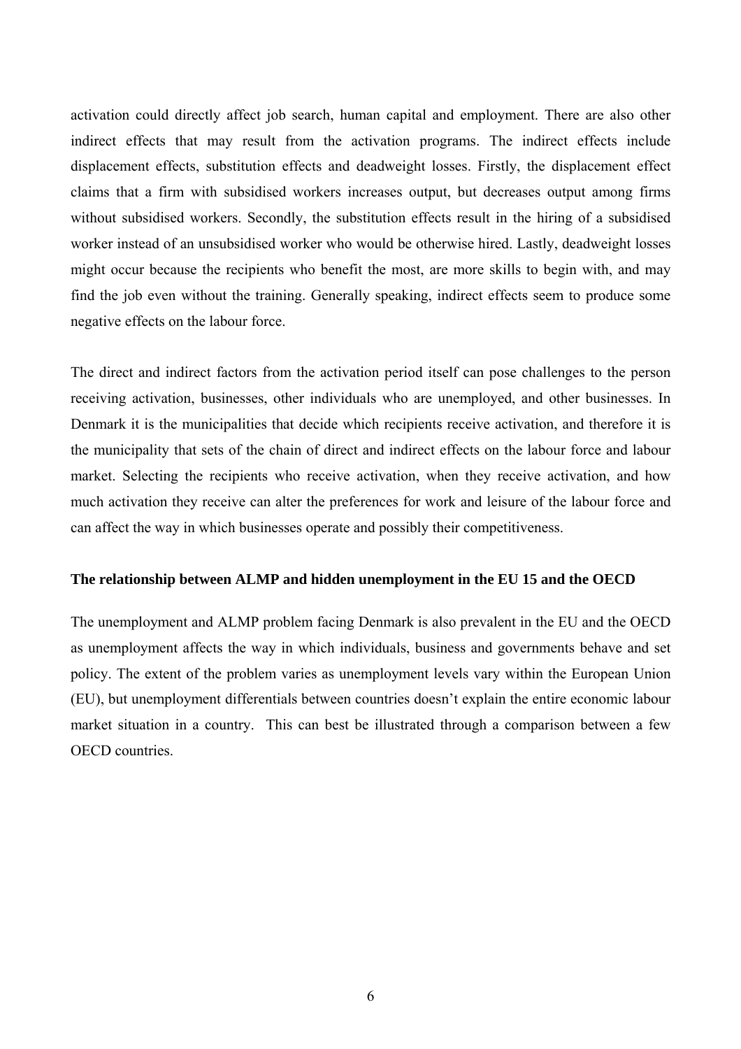activation could directly affect job search, human capital and employment. There are also other indirect effects that may result from the activation programs. The indirect effects include displacement effects, substitution effects and deadweight losses. Firstly, the displacement effect claims that a firm with subsidised workers increases output, but decreases output among firms without subsidised workers. Secondly, the substitution effects result in the hiring of a subsidised worker instead of an unsubsidised worker who would be otherwise hired. Lastly, deadweight losses might occur because the recipients who benefit the most, are more skills to begin with, and may find the job even without the training. Generally speaking, indirect effects seem to produce some negative effects on the labour force.

The direct and indirect factors from the activation period itself can pose challenges to the person receiving activation, businesses, other individuals who are unemployed, and other businesses. In Denmark it is the municipalities that decide which recipients receive activation, and therefore it is the municipality that sets of the chain of direct and indirect effects on the labour force and labour market. Selecting the recipients who receive activation, when they receive activation, and how much activation they receive can alter the preferences for work and leisure of the labour force and can affect the way in which businesses operate and possibly their competitiveness.

**The relationship between ALMP and hidden unemployment in the EU 15 and the OECD**

The unemployment and ALMP problem facing Denmark is also prevalent in the EU and the OECD as unemployment affects the way in which individuals, business and governments behave and set policy. The extent of the problem varies as unemployment levels vary within the European Union (EU), but unemployment differentials between countries doesn't explain the entire economic labour market situation in a country. This can best be illustrated through a comparison between a few OECD countries.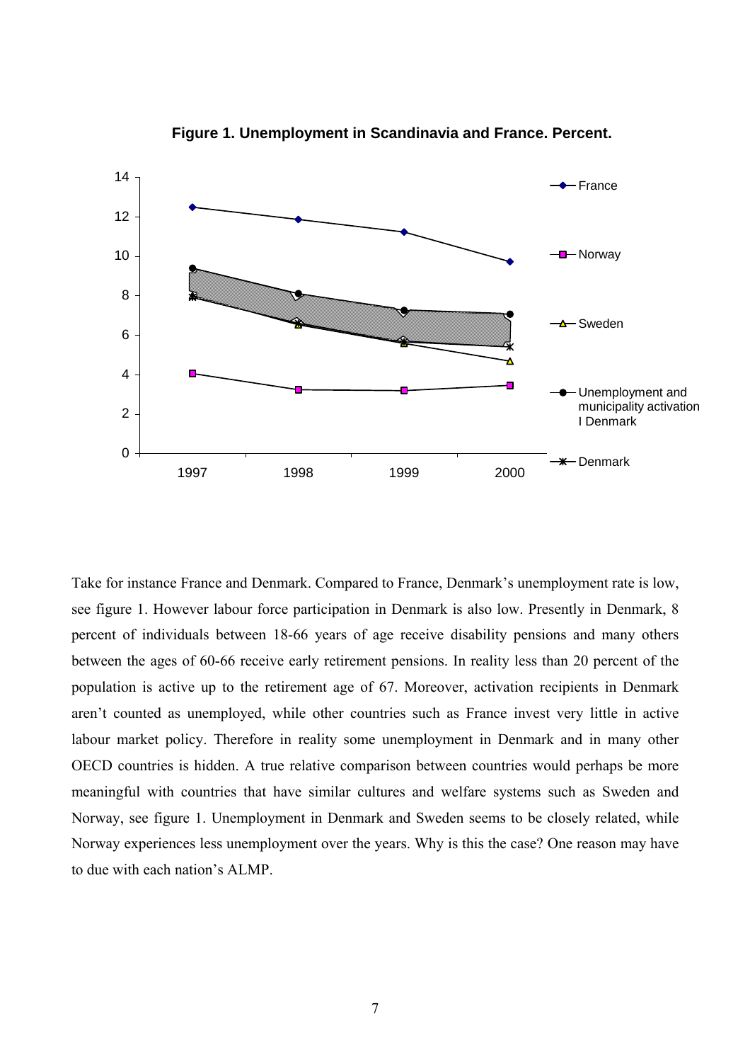**Figure 1. Unemployment in Scandinavia and France. Percent.**

Take for instance France and Denmark. Compared to France, Denmark's unemployment rate is low, see figure 1. However labour force participation in Denmark is also low. Presently in Denmark, 8 percent of individuals between 18-66 years of age receive disability pensions and many others between the ages of 60-66 receive early retirement pensions. In reality less than 20 percent of the population is active up to the retirement age of 67. Moreover, activation recipients in Denmark aren't counted as unemployed, while other countries such as France invest very little in active labour market policy. Therefore in reality some unemployment in Denmark and in many other OECD countries is hidden. A true relative comparison between countries would perhaps be more meaningful with countries that have similar cultures and welfare systems such as Sweden and Norway, see figure 1. Unemployment in Denmark and Sweden seems to be closely related, while Norway experiences less unemployment over the years. Why is this the case? One reason may have to due with each nation's ALMP.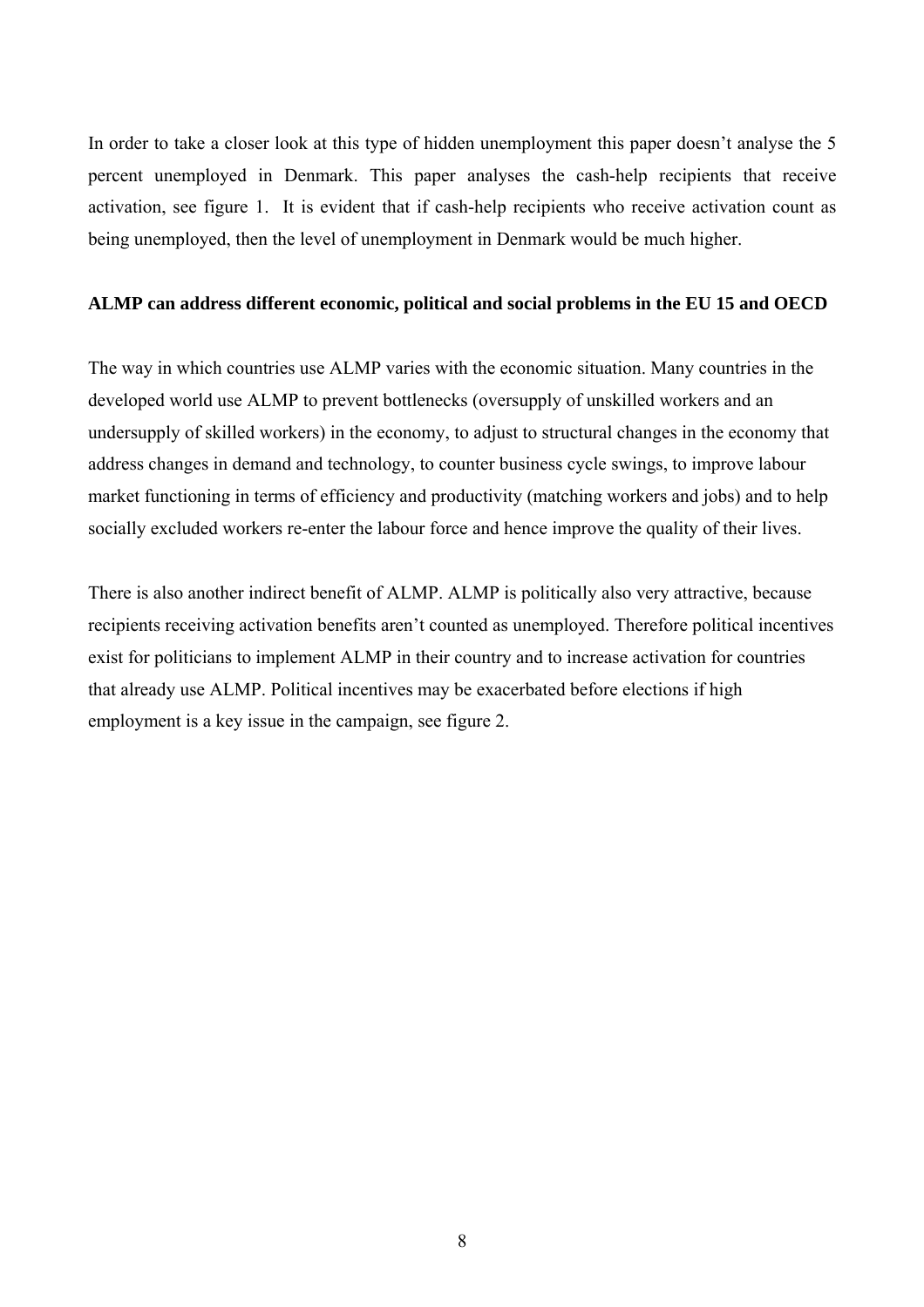In order to take a closer look at this type of hidden unemployment this paper doesn't analyse the 5 percent unemployed in Denmark. This paper analyses the cash-help recipients that receive activation, see figure 1. It is evident that if cash-help recipients who receive activation count as being unemployed, then the level of unemployment in Denmark would be much higher.

**ALMP can address different economic, political and social problems in the EU 15 and OECD**

The way in which countries use ALMP varies with the economic situation. Many countries in the developed world use ALMP to prevent bottlenecks (oversupply of unskilled workers and an undersupply of skilled workers) in the economy, to adjust to structural changes in the economy that address changes in demand and technology, to counter business cycle swings, to improve labour market functioning in terms of efficiency and productivity (matching workers and jobs) and to help socially excluded workers re-enter the labour force and hence improve the quality of their lives.

There is also another indirect benefit of ALMP. ALMP is politically also very attractive, because recipients receiving activation benefits aren't counted as unemployed. Therefore political incentives exist for politicians to implement ALMP in their country and to increase activation for countries that already use ALMP. Political incentives may be exacerbated before elections if high employment is a key issue in the campaign, see figure 2.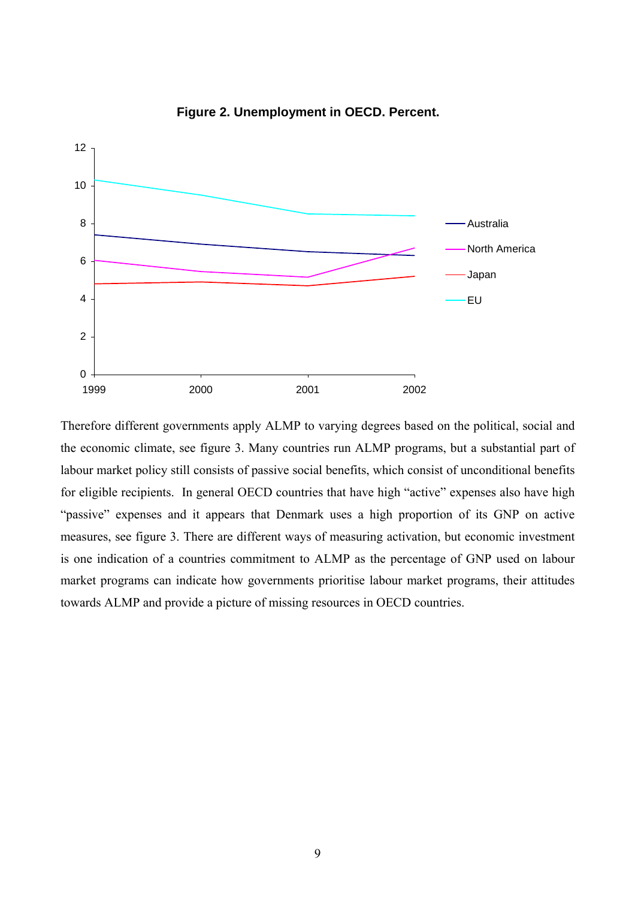**Figure 2. Unemployment in OECD. Percent.**

Therefore different governments apply ALMP to varying degrees based on the political, social and the economic climate, see figure 3. Many countries run ALMP programs, but a substantial part of labour market policy still consists of passive social benefits, which consist of unconditional benefits for eligible recipients. In general OECD countries that have high "active" expenses also have high "passive" expenses and it appears that Denmark uses a high proportion of its GNP on active measures, see figure 3. There are different ways of measuring activation, but economic investment is one indication of a countries commitment to ALMP as the percentage of GNP used on labour market programs can indicate how governments prioritise labour market programs, their attitudes towards ALMP and provide a picture of missing resources in OECD countries.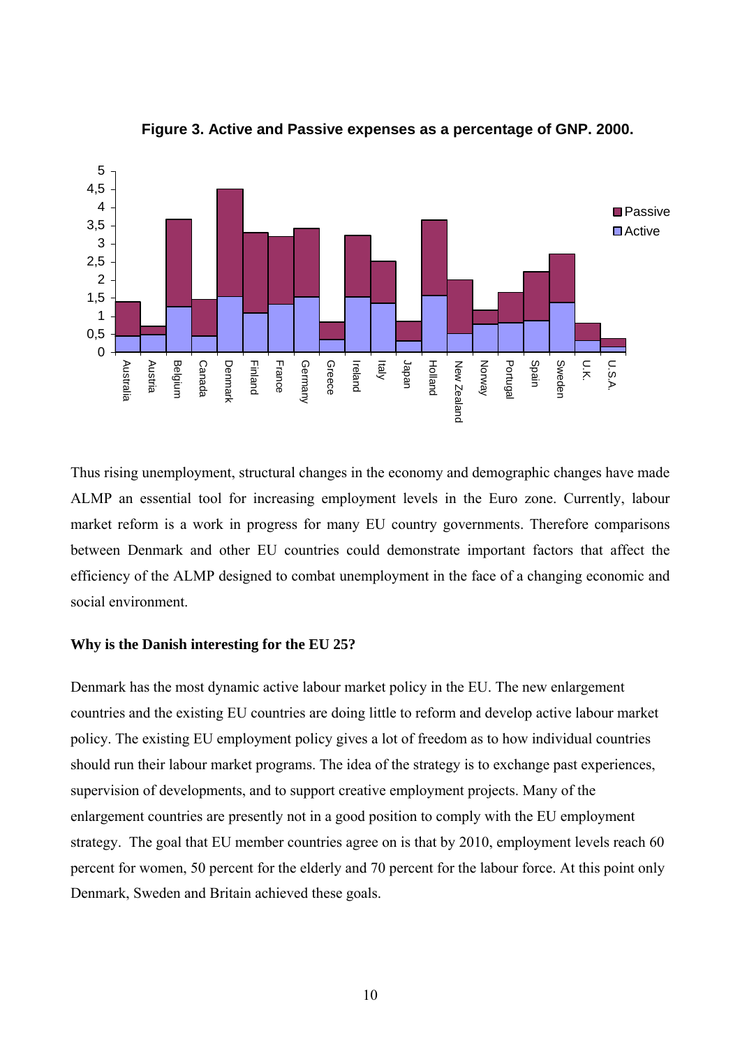**Figure 3. Active and Passive expenses as a percentage of GNP. 2000.**

Thus rising unemployment, structural changes in the economy and demographic changes have made ALMP an essential tool for increasing employment levels in the Euro zone. Currently, labour market reform is a work in progress for many EU country governments. Therefore comparisons between Denmark and other EU countries could demonstrate important factors that affect the efficiency of the ALMP designed to combat unemployment in the face of a changing economic and social environment.

**Why is the Danish interesting for the EU 25?**

Denmark has the most dynamic active labour market policy in the EU. The new enlargement countries and the existing EU countries are doing little to reform and develop active labour market policy. The existing EU employment policy gives a lot of freedom as to how individual countries should run their labour market programs. The idea of the strategy is to exchange past experiences, supervision of developments, and to support creative employment projects. Many of the enlargement countries are presently not in a good position to comply with the EU employment strategy. The goal that EU member countries agree on is that by 2010, employment levels reach 60 percent for women, 50 percent for the elderly and 70 percent for the labour force. At this point only Denmark, Sweden and Britain achieved these goals.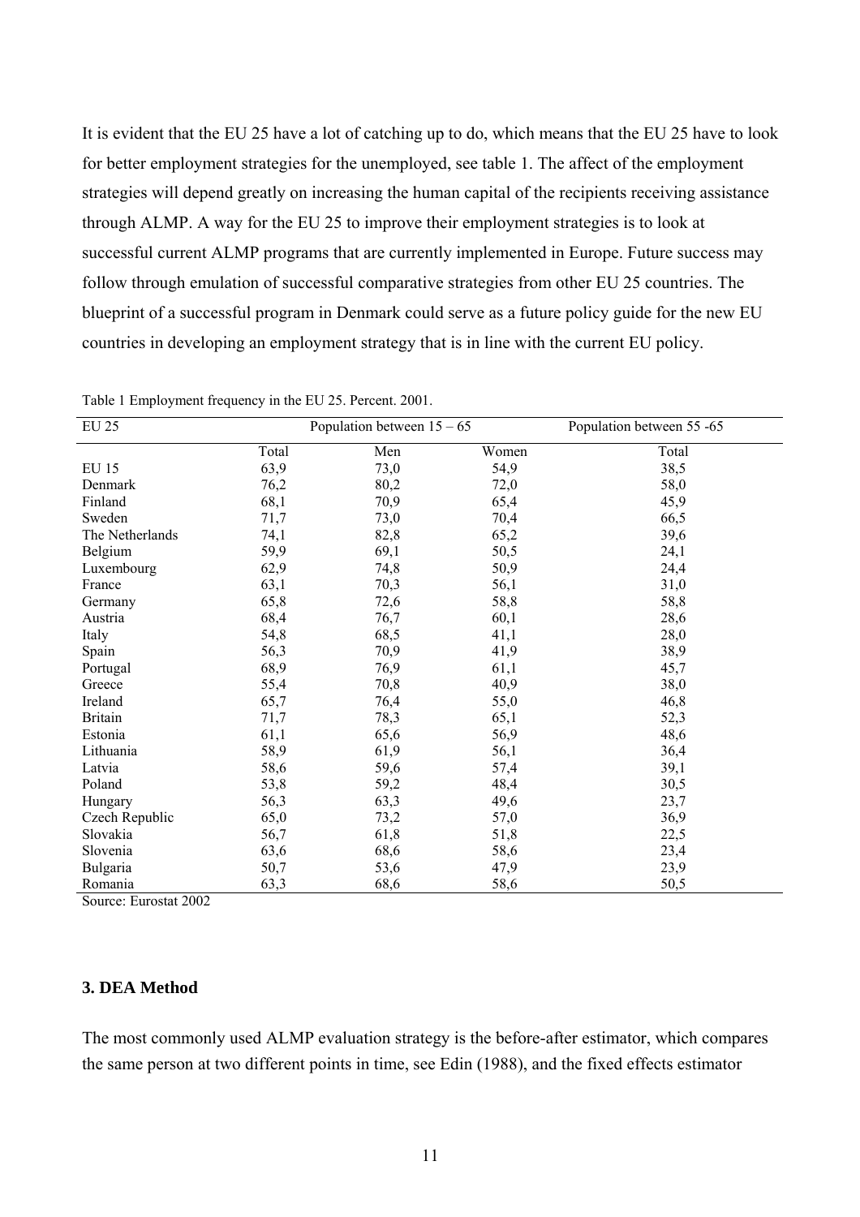It is evident that the EU 25 have a lot of catching up to do, which means that the EU 25 have to look for better employment strategies for the unemployed, see table 1. The affect of the employment strategies will depend greatly on increasing the human capital of the recipients receiving assistance through ALMP. A way for the EU 25 to improve their employment strategies is to look at successful current ALMP programs that are currently implemented in Europe. Future success may follow through emulation of successful comparative strategies from other EU 25 countries. The blueprint of a successful program in Denmark could serve as a future policy guide for the new EU countries in developing an employment strategy that is in line with the current EU policy.

Table 1 Employment frequency in the EU 25. Percent. 2001.

| EU 25 | Population between 15 – 65 | | | Population between 55 -65 |
|---|---|---|---|---|
| | Total | Men | Women | Total |
| EU 15 | 63,9 | 73,0 | 54,9 | 38,5 |
| Denmark | 76,2 | 80,2 | 72,0 | 58,0 |
| Finland | 68,1 | 70,9 | 65,4 | 45,9 |
| Sweden | 71,7 | 73,0 | 70,4 | 66,5 |
| The Netherlands | 74,1 | 82,8 | 65,2 | 39,6 |
| Belgium | 59,9 | 69,1 | 50,5 | 24,1 |
| Luxembourg | 62,9 | 74,8 | 50,9 | 24,4 |
| France | 63,1 | 70,3 | 56,1 | 31,0 |
| Germany | 65,8 | 72,6 | 58,8 | 58,8 |
| Austria | 68,4 | 76,7 | 60,1 | 28,6 |
| Italy | 54,8 | 68,5 | 41,1 | 28,0 |
| Spain | 56,3 | 70,9 | 41,9 | 38,9 |
| Portugal | 68,9 | 76,9 | 61,1 | 45,7 |
| Greece | 55,4 | 70,8 | 40,9 | 38,0 |
| Ireland | 65,7 | 76,4 | 55,0 | 46,8 |
| Britain | 71,7 | 78,3 | 65,1 | 52,3 |
| Estonia | 61,1 | 65,6 | 56,9 | 48,6 |
| Lithuania | 58,9 | 61,9 | 56,1 | 36,4 |
| Latvia | 58,6 | 59,6 | 57,4 | 39,1 |
| Poland | 53,8 | 59,2 | 48,4 | 30,5 |
| Hungary | 56,3 | 63,3 | 49,6 | 23,7 |
| Czech Republic | 65,0 | 73,2 | 57,0 | 36,9 |
| Slovakia | 56,7 | 61,8 | 51,8 | 22,5 |
| Slovenia | 63,6 | 68,6 | 58,6 | 23,4 |
| Bulgaria | 50,7 | 53,6 | 47,9 | 23,9 |
| Romania | 63,3 | 68,6 | 58,6 | 50,5 |

Source: Eurostat 2002

### 3. DEA Method

The most commonly used ALMP evaluation strategy is the before-after estimator, which compares the same person at two different points in time, see Edin (1988), and the fixed effects estimator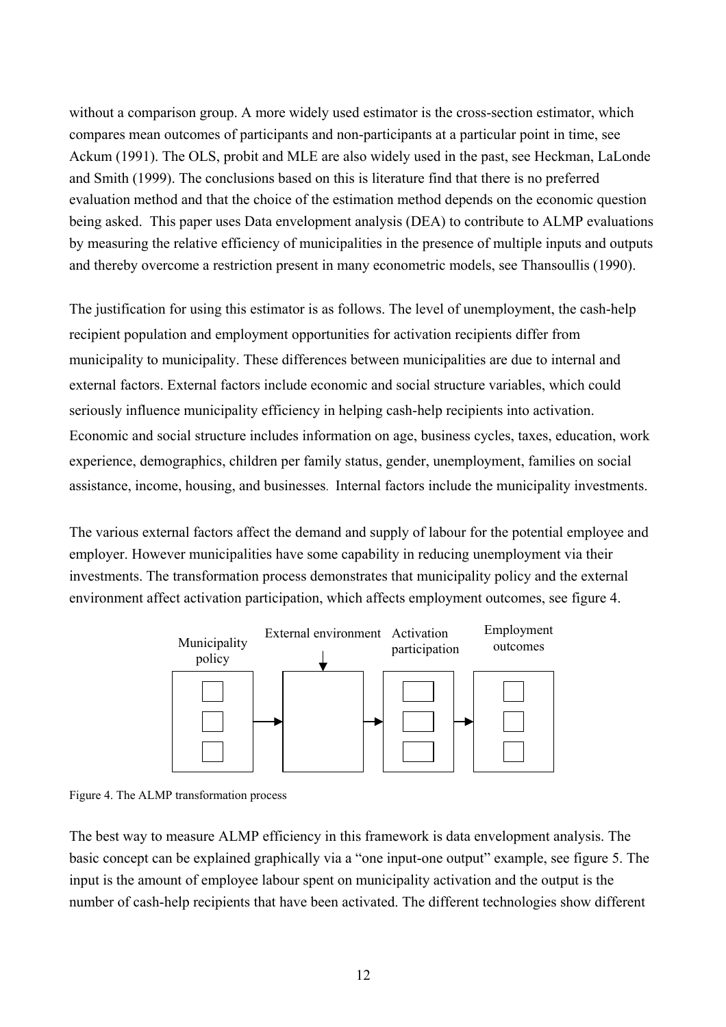without a comparison group. A more widely used estimator is the cross-section estimator, which compares mean outcomes of participants and non-participants at a particular point in time, see Ackum (1991). The OLS, probit and MLE are also widely used in the past, see Heckman, LaLonde and Smith (1999). The conclusions based on this is literature find that there is no preferred evaluation method and that the choice of the estimation method depends on the economic question being asked. This paper uses Data envelopment analysis (DEA) to contribute to ALMP evaluations by measuring the relative efficiency of municipalities in the presence of multiple inputs and outputs and thereby overcome a restriction present in many econometric models, see Thansoullis (1990).

The justification for using this estimator is as follows. The level of unemployment, the cash-help recipient population and employment opportunities for activation recipients differ from municipality to municipality. These differences between municipalities are due to internal and external factors. External factors include economic and social structure variables, which could seriously influence municipality efficiency in helping cash-help recipients into activation. Economic and social structure includes information on age, business cycles, taxes, education, work experience, demographics, children per family status, gender, unemployment, families on social assistance, income, housing, and businesses. Internal factors include the municipality investments.

The various external factors affect the demand and supply of labour for the potential employee and employer. However municipalities have some capability in reducing unemployment via their investments. The transformation process demonstrates that municipality policy and the external environment affect activation participation, which affects employment outcomes, see figure 4.

Municipality policy → External environment → Activation participation → Employment outcomes

Figure 4. The ALMP transformation process

The best way to measure ALMP efficiency in this framework is data envelopment analysis. The basic concept can be explained graphically via a "one input-one output" example, see figure 5. The input is the amount of employee labour spent on municipality activation and the output is the number of cash-help recipients that have been activated. The different technologies show different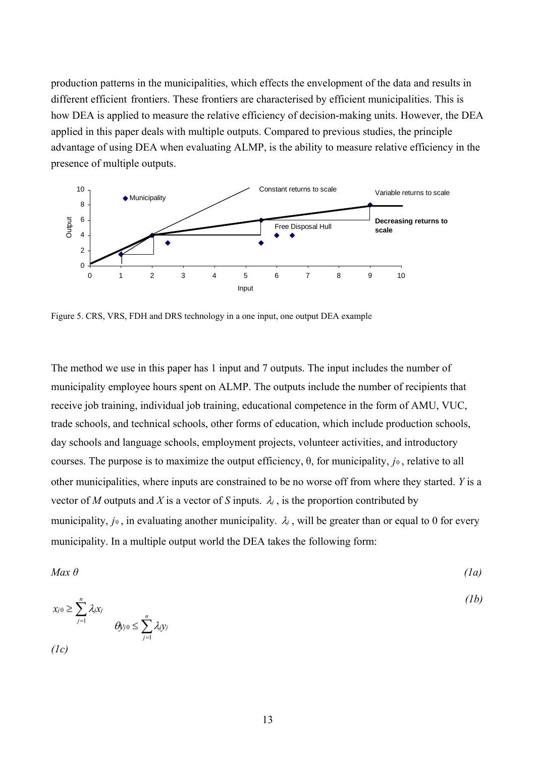production patterns in the municipalities, which effects the envelopment of the data and results in different efficient frontiers. These frontiers are characterised by efficient municipalities. This is how DEA is applied to measure the relative efficiency of decision-making units. However, the DEA applied in this paper deals with multiple outputs. Compared to previous studies, the principle advantage of using DEA when evaluating ALMP, is the ability to measure relative efficiency in the presence of multiple outputs.

Figure 5. CRS, VRS, FDH and DRS technology in a one input, one output DEA example

The method we use in this paper has 1 input and 7 outputs. The input includes the number of municipality employee hours spent on ALMP. The outputs include the number of recipients that receive job training, individual job training, educational competence in the form of AMU, VUC, trade schools, and technical schools, other forms of education, which include production schools, day schools and language schools, employment projects, volunteer activities, and introductory courses. The purpose is to maximize the output efficiency, θ, for municipality, $j_0$, relative to all other municipalities, where inputs are constrained to be no worse off from where they started. *Y* is a vector of *M* outputs and *X* is a vector of *S* inputs. $\lambda_j$, is the proportion contributed by municipality, $j_0$, in evaluating another municipality. $\lambda_j$, will be greater than or equal to 0 for every municipality. In a multiple output world the DEA takes the following form:

$$Max\ \theta \qquad (1a)$$

$$x_{j0} \geq \sum_{j=1}^{n} \lambda_j x_j \qquad (1b)$$

$$\theta y_{j0} \leq \sum_{j=1}^{n} \lambda_j y_j \qquad (1c)$$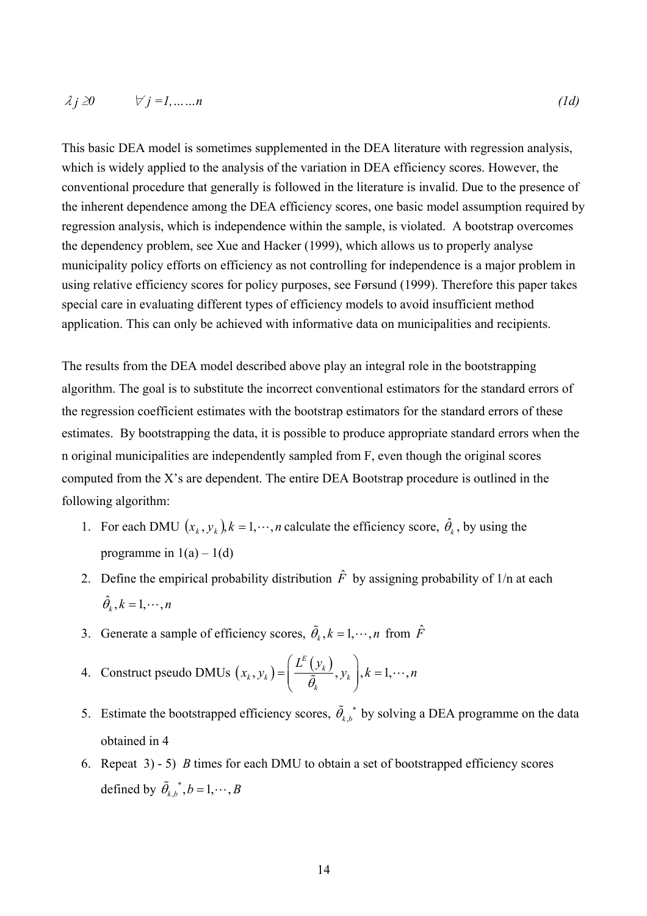$$\lambda j \geq 0 \qquad \forall j = 1, \ldots\ldots n \tag{1d}$$

This basic DEA model is sometimes supplemented in the DEA literature with regression analysis, which is widely applied to the analysis of the variation in DEA efficiency scores. However, the conventional procedure that generally is followed in the literature is invalid. Due to the presence of the inherent dependence among the DEA efficiency scores, one basic model assumption required by regression analysis, which is independence within the sample, is violated. A bootstrap overcomes the dependency problem, see Xue and Hacker (1999), which allows us to properly analyse municipality policy efforts on efficiency as not controlling for independence is a major problem in using relative efficiency scores for policy purposes, see Førsund (1999). Therefore this paper takes special care in evaluating different types of efficiency models to avoid insufficient method application. This can only be achieved with informative data on municipalities and recipients.

The results from the DEA model described above play an integral role in the bootstrapping algorithm. The goal is to substitute the incorrect conventional estimators for the standard errors of the regression coefficient estimates with the bootstrap estimators for the standard errors of these estimates. By bootstrapping the data, it is possible to produce appropriate standard errors when the n original municipalities are independently sampled from F, even though the original scores computed from the X's are dependent. The entire DEA Bootstrap procedure is outlined in the following algorithm:

1. For each DMU $(x_k, y_k), k = 1, \cdots, n$ calculate the efficiency score, $\hat{\theta}_k$, by using the programme in 1(a) – 1(d)
2. Define the empirical probability distribution $\hat{F}$ by assigning probability of 1/n at each $\hat{\theta}_k, k = 1, \cdots, n$
3. Generate a sample of efficiency scores, $\tilde{\theta}_k, k = 1, \cdots, n$ from $\hat{F}$
4. Construct pseudo DMUs $(x_k, y_k) = \left( \frac{L^E(y_k)}{\tilde{\theta}_k}, y_k \right), k = 1, \cdots, n$
5. Estimate the bootstrapped efficiency scores, $\tilde{\theta}_{k,b}^*$ by solving a DEA programme on the data obtained in 4
6. Repeat 3) - 5) *B* times for each DMU to obtain a set of bootstrapped efficiency scores defined by $\tilde{\theta}_{k,b}^*, b = 1, \cdots, B$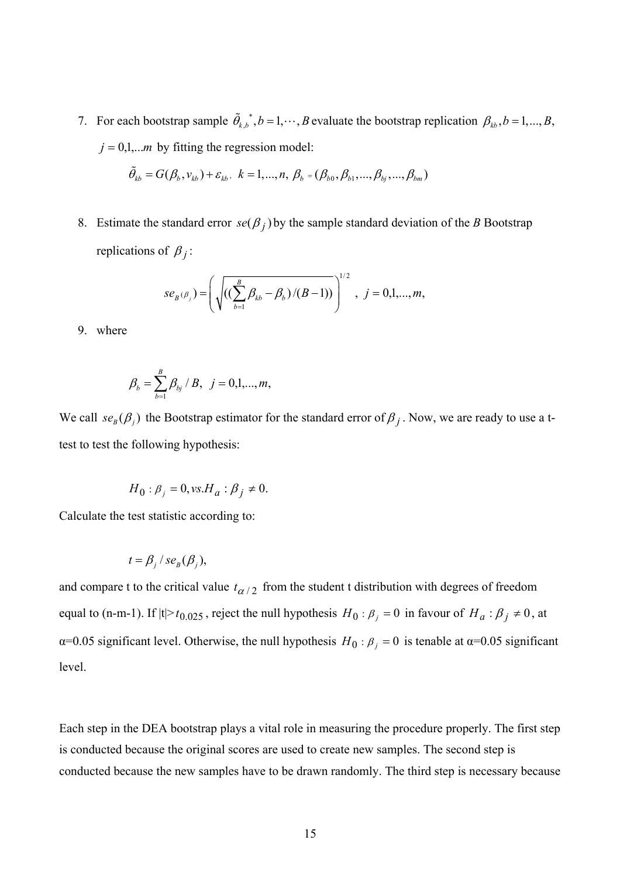7. For each bootstrap sample $\tilde{\theta}_{k,b}{}^{*}, b = 1, \cdots, B$ evaluate the bootstrap replication $\beta_{kb}, b = 1, ..., B$, $j = 0,1,...m$ by fitting the regression model:

   $$\tilde{\theta}_{kb} = G(\beta_b, v_{kb}) + \varepsilon_{kb},\ k = 1,...,n,\ \beta_b = (\beta_{b0}, \beta_{b1}, ..., \beta_{bj}, ..., \beta_{bm})$$

8. Estimate the standard error $se(\beta_j)$ by the sample standard deviation of the $B$ Bootstrap replications of $\beta_j$:

   $$se_{B(\beta_j)} = \left( \sqrt{((\sum_{b=1}^{B} \beta_{kb} - \beta_b)/(B-1))} \right)^{1/2},\ j = 0,1,...,m,$$

9. where

$$\beta_b = \sum_{b=1}^{B} \beta_{bj} / B,\ j = 0,1,...,m,$$

We call $se_B(\beta_j)$ the Bootstrap estimator for the standard error of $\beta_j$. Now, we are ready to use a t-test to test the following hypothesis:

$$H_0 : \beta_j = 0, vs. H_a : \beta_j \neq 0.$$

Calculate the test statistic according to:

$$t = \beta_j / se_B(\beta_j),$$

and compare t to the critical value $t_{\alpha/2}$ from the student t distribution with degrees of freedom equal to (n-m-1). If $|t| > t_{0.025}$, reject the null hypothesis $H_0 : \beta_j = 0$ in favour of $H_a : \beta_j \neq 0$, at α=0.05 significant level. Otherwise, the null hypothesis $H_0 : \beta_j = 0$ is tenable at α=0.05 significant level.

Each step in the DEA bootstrap plays a vital role in measuring the procedure properly. The first step is conducted because the original scores are used to create new samples. The second step is conducted because the new samples have to be drawn randomly. The third step is necessary because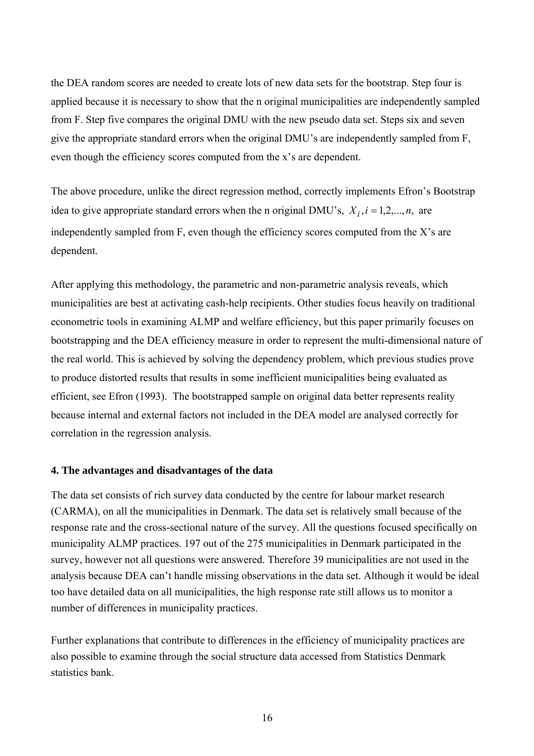the DEA random scores are needed to create lots of new data sets for the bootstrap. Step four is applied because it is necessary to show that the n original municipalities are independently sampled from F. Step five compares the original DMU with the new pseudo data set. Steps six and seven give the appropriate standard errors when the original DMU's are independently sampled from F, even though the efficiency scores computed from the x's are dependent.

The above procedure, unlike the direct regression method, correctly implements Efron's Bootstrap idea to give appropriate standard errors when the n original DMU's, $X_i, i = 1,2,...,n,$ are independently sampled from F, even though the efficiency scores computed from the X's are dependent.

After applying this methodology, the parametric and non-parametric analysis reveals, which municipalities are best at activating cash-help recipients. Other studies focus heavily on traditional econometric tools in examining ALMP and welfare efficiency, but this paper primarily focuses on bootstrapping and the DEA efficiency measure in order to represent the multi-dimensional nature of the real world. This is achieved by solving the dependency problem, which previous studies prove to produce distorted results that results in some inefficient municipalities being evaluated as efficient, see Efron (1993). The bootstrapped sample on original data better represents reality because internal and external factors not included in the DEA model are analysed correctly for correlation in the regression analysis.

#### 4. The advantages and disadvantages of the data

The data set consists of rich survey data conducted by the centre for labour market research (CARMA), on all the municipalities in Denmark. The data set is relatively small because of the response rate and the cross-sectional nature of the survey. All the questions focused specifically on municipality ALMP practices. 197 out of the 275 municipalities in Denmark participated in the survey, however not all questions were answered. Therefore 39 municipalities are not used in the analysis because DEA can't handle missing observations in the data set. Although it would be ideal too have detailed data on all municipalities, the high response rate still allows us to monitor a number of differences in municipality practices.

Further explanations that contribute to differences in the efficiency of municipality practices are also possible to examine through the social structure data accessed from Statistics Denmark statistics bank.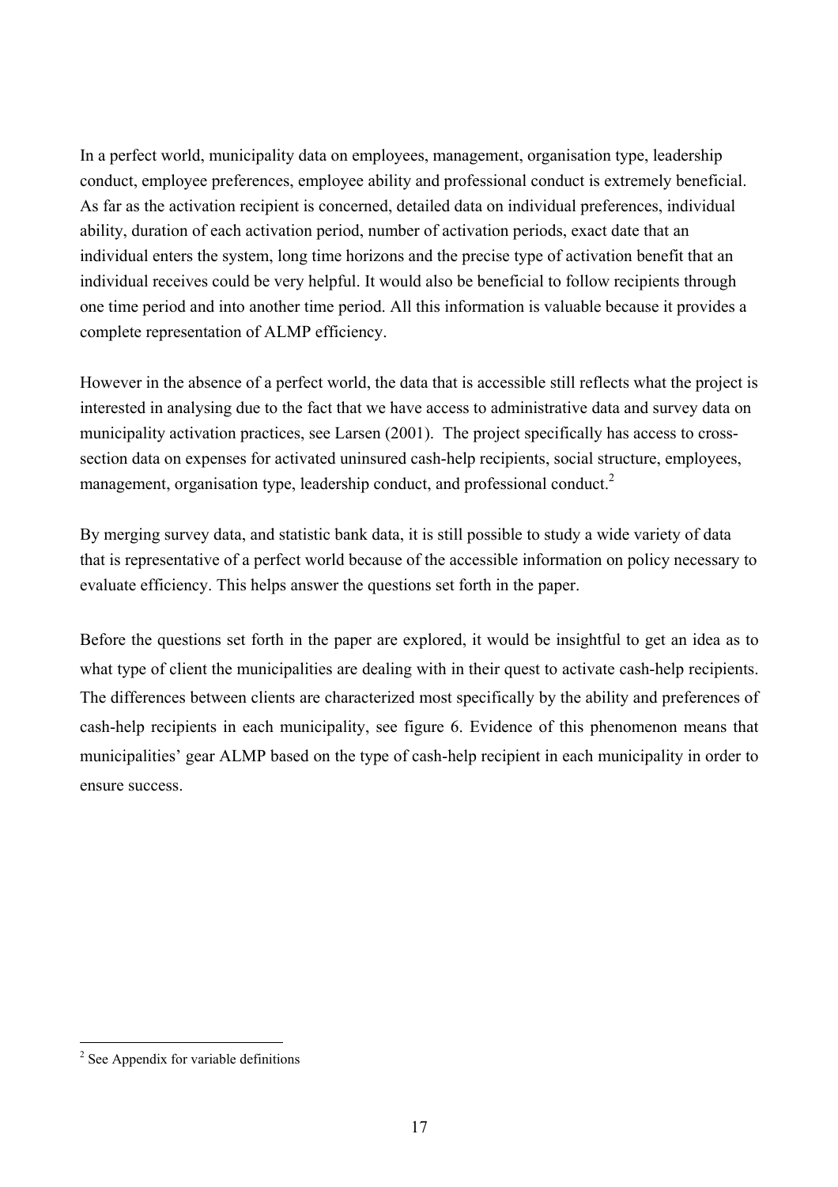In a perfect world, municipality data on employees, management, organisation type, leadership conduct, employee preferences, employee ability and professional conduct is extremely beneficial. As far as the activation recipient is concerned, detailed data on individual preferences, individual ability, duration of each activation period, number of activation periods, exact date that an individual enters the system, long time horizons and the precise type of activation benefit that an individual receives could be very helpful. It would also be beneficial to follow recipients through one time period and into another time period. All this information is valuable because it provides a complete representation of ALMP efficiency.

However in the absence of a perfect world, the data that is accessible still reflects what the project is interested in analysing due to the fact that we have access to administrative data and survey data on municipality activation practices, see Larsen (2001). The project specifically has access to cross-section data on expenses for activated uninsured cash-help recipients, social structure, employees, management, organisation type, leadership conduct, and professional conduct.[2]

By merging survey data, and statistic bank data, it is still possible to study a wide variety of data that is representative of a perfect world because of the accessible information on policy necessary to evaluate efficiency. This helps answer the questions set forth in the paper.

Before the questions set forth in the paper are explored, it would be insightful to get an idea as to what type of client the municipalities are dealing with in their quest to activate cash-help recipients. The differences between clients are characterized most specifically by the ability and preferences of cash-help recipients in each municipality, see figure 6. Evidence of this phenomenon means that municipalities' gear ALMP based on the type of cash-help recipient in each municipality in order to ensure success.

[2] See Appendix for variable definitions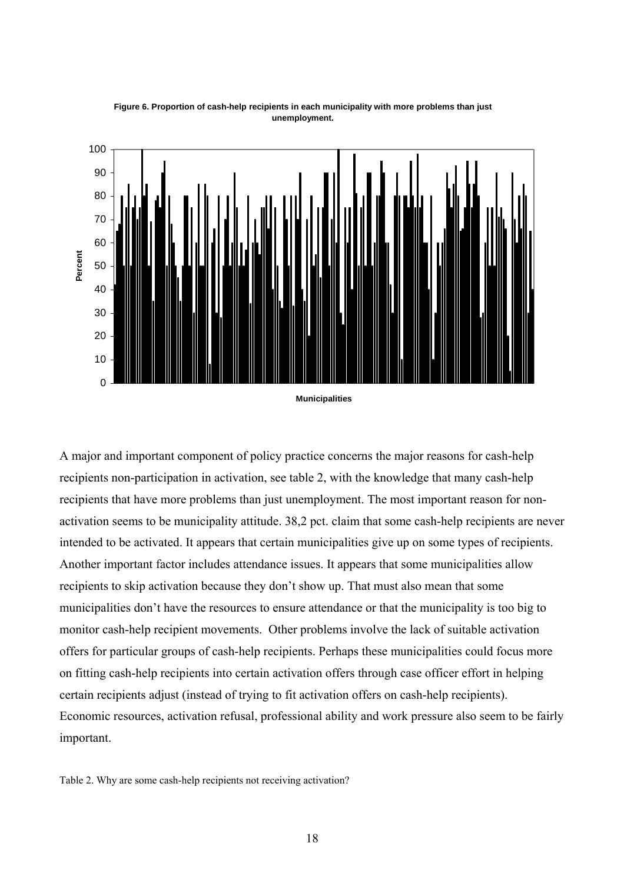**Figure 6. Proportion of cash-help recipients in each municipality with more problems than just unemployment.**

A major and important component of policy practice concerns the major reasons for cash-help recipients non-participation in activation, see table 2, with the knowledge that many cash-help recipients that have more problems than just unemployment. The most important reason for non-activation seems to be municipality attitude. 38,2 pct. claim that some cash-help recipients are never intended to be activated. It appears that certain municipalities give up on some types of recipients. Another important factor includes attendance issues. It appears that some municipalities allow recipients to skip activation because they don't show up. That must also mean that some municipalities don't have the resources to ensure attendance or that the municipality is too big to monitor cash-help recipient movements. Other problems involve the lack of suitable activation offers for particular groups of cash-help recipients. Perhaps these municipalities could focus more on fitting cash-help recipients into certain activation offers through case officer effort in helping certain recipients adjust (instead of trying to fit activation offers on cash-help recipients). Economic resources, activation refusal, professional ability and work pressure also seem to be fairly important.

Table 2. Why are some cash-help recipients not receiving activation?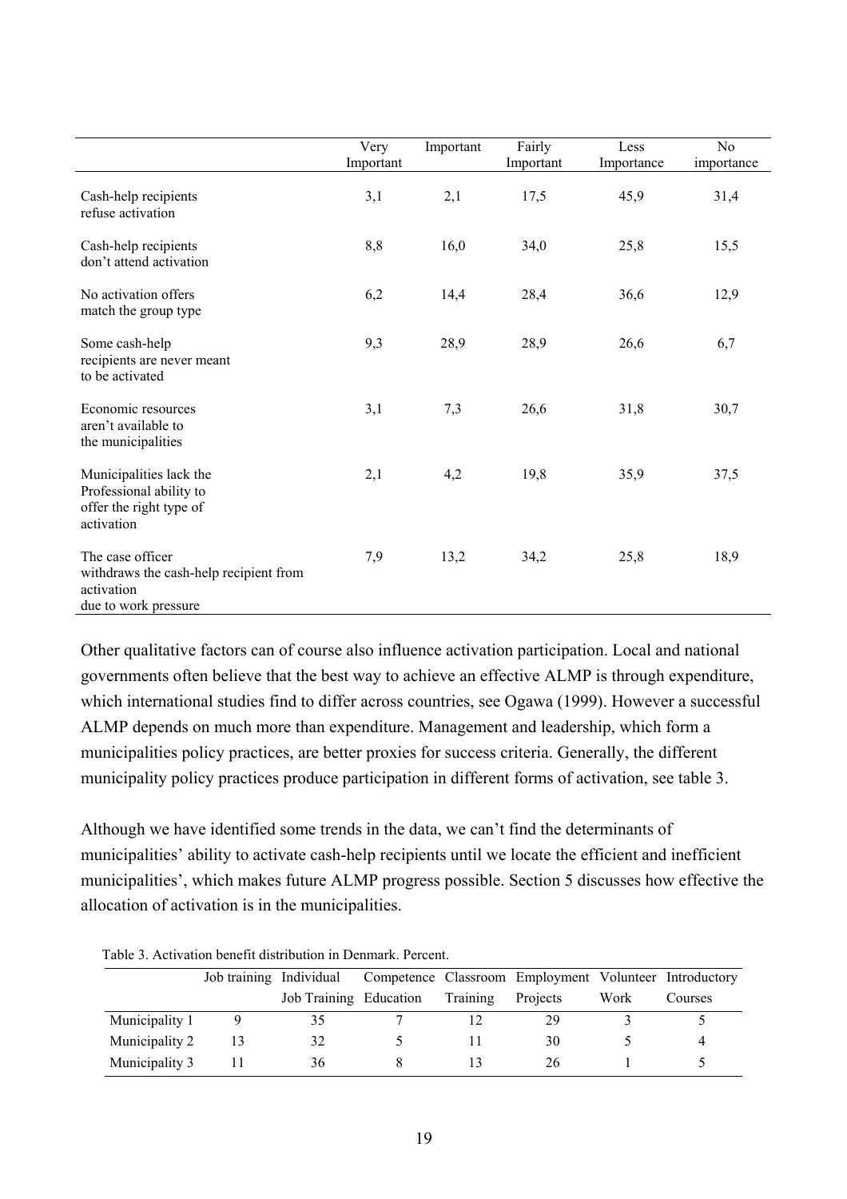| | Very Important | Important | Fairly Important | Less Importance | No importance |
|---|---|---|---|---|---|
| Cash-help recipients refuse activation | 3,1 | 2,1 | 17,5 | 45,9 | 31,4 |
| Cash-help recipients don't attend activation | 8,8 | 16,0 | 34,0 | 25,8 | 15,5 |
| No activation offers match the group type | 6,2 | 14,4 | 28,4 | 36,6 | 12,9 |
| Some cash-help recipients are never meant to be activated | 9,3 | 28,9 | 28,9 | 26,6 | 6,7 |
| Economic resources aren't available to the municipalities | 3,1 | 7,3 | 26,6 | 31,8 | 30,7 |
| Municipalities lack the Professional ability to offer the right type of activation | 2,1 | 4,2 | 19,8 | 35,9 | 37,5 |
| The case officer withdraws the cash-help recipient from activation due to work pressure | 7,9 | 13,2 | 34,2 | 25,8 | 18,9 |

Other qualitative factors can of course also influence activation participation. Local and national governments often believe that the best way to achieve an effective ALMP is through expenditure, which international studies find to differ across countries, see Ogawa (1999). However a successful ALMP depends on much more than expenditure. Management and leadership, which form a municipalities policy practices, are better proxies for success criteria. Generally, the different municipality policy practices produce participation in different forms of activation, see table 3.

Although we have identified some trends in the data, we can't find the determinants of municipalities' ability to activate cash-help recipients until we locate the efficient and inefficient municipalities', which makes future ALMP progress possible. Section 5 discusses how effective the allocation of activation is in the municipalities.

Table 3. Activation benefit distribution in Denmark. Percent.

| | Job training | Individual Job Training | Competence Education | Classroom Training | Employment Projects | Volunteer Work | Introductory Courses |
|---|---|---|---|---|---|---|---|
| Municipality 1 | 9 | 35 | 7 | 12 | 29 | 3 | 5 |
| Municipality 2 | 13 | 32 | 5 | 11 | 30 | 5 | 4 |
| Municipality 3 | 11 | 36 | 8 | 13 | 26 | 1 | 5 |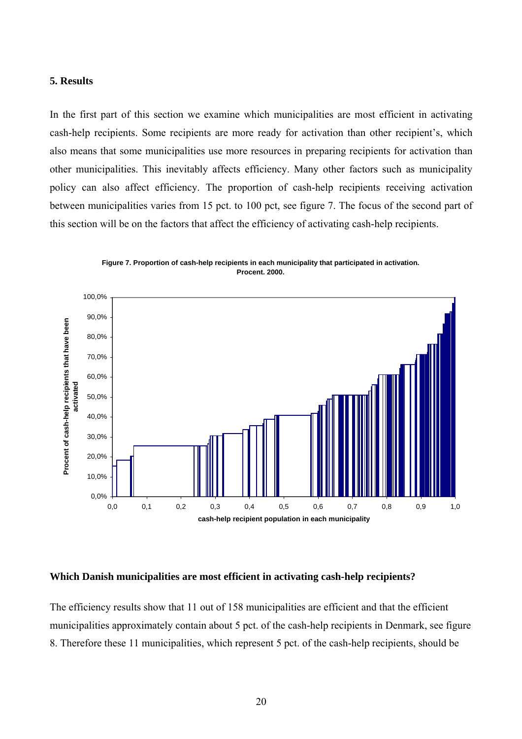## 5. Results

In the first part of this section we examine which municipalities are most efficient in activating cash-help recipients. Some recipients are more ready for activation than other recipient's, which also means that some municipalities use more resources in preparing recipients for activation than other municipalities. This inevitably affects efficiency. Many other factors such as municipality policy can also affect efficiency. The proportion of cash-help recipients receiving activation between municipalities varies from 15 pct. to 100 pct, see figure 7. The focus of the second part of this section will be on the factors that affect the efficiency of activating cash-help recipients.

**Figure 7. Proportion of cash-help recipients in each municipality that participated in activation. Procent. 2000.**

### Which Danish municipalities are most efficient in activating cash-help recipients?

The efficiency results show that 11 out of 158 municipalities are efficient and that the efficient municipalities approximately contain about 5 pct. of the cash-help recipients in Denmark, see figure 8. Therefore these 11 municipalities, which represent 5 pct. of the cash-help recipients, should be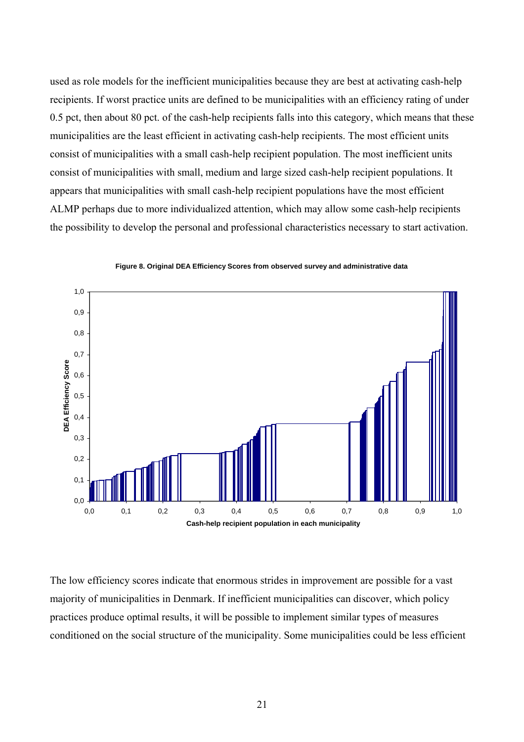used as role models for the inefficient municipalities because they are best at activating cash-help recipients. If worst practice units are defined to be municipalities with an efficiency rating of under 0.5 pct, then about 80 pct. of the cash-help recipients falls into this category, which means that these municipalities are the least efficient in activating cash-help recipients. The most efficient units consist of municipalities with a small cash-help recipient population. The most inefficient units consist of municipalities with small, medium and large sized cash-help recipient populations. It appears that municipalities with small cash-help recipient populations have the most efficient ALMP perhaps due to more individualized attention, which may allow some cash-help recipients the possibility to develop the personal and professional characteristics necessary to start activation.

**Figure 8. Original DEA Efficiency Scores from observed survey and administrative data**

The low efficiency scores indicate that enormous strides in improvement are possible for a vast majority of municipalities in Denmark. If inefficient municipalities can discover, which policy practices produce optimal results, it will be possible to implement similar types of measures conditioned on the social structure of the municipality. Some municipalities could be less efficient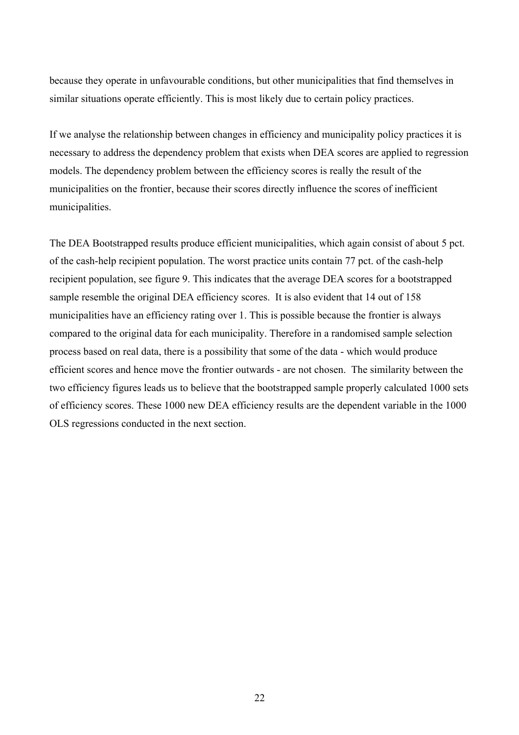because they operate in unfavourable conditions, but other municipalities that find themselves in similar situations operate efficiently. This is most likely due to certain policy practices.

If we analyse the relationship between changes in efficiency and municipality policy practices it is necessary to address the dependency problem that exists when DEA scores are applied to regression models. The dependency problem between the efficiency scores is really the result of the municipalities on the frontier, because their scores directly influence the scores of inefficient municipalities.

The DEA Bootstrapped results produce efficient municipalities, which again consist of about 5 pct. of the cash-help recipient population. The worst practice units contain 77 pct. of the cash-help recipient population, see figure 9. This indicates that the average DEA scores for a bootstrapped sample resemble the original DEA efficiency scores. It is also evident that 14 out of 158 municipalities have an efficiency rating over 1. This is possible because the frontier is always compared to the original data for each municipality. Therefore in a randomised sample selection process based on real data, there is a possibility that some of the data - which would produce efficient scores and hence move the frontier outwards - are not chosen. The similarity between the two efficiency figures leads us to believe that the bootstrapped sample properly calculated 1000 sets of efficiency scores. These 1000 new DEA efficiency results are the dependent variable in the 1000 OLS regressions conducted in the next section.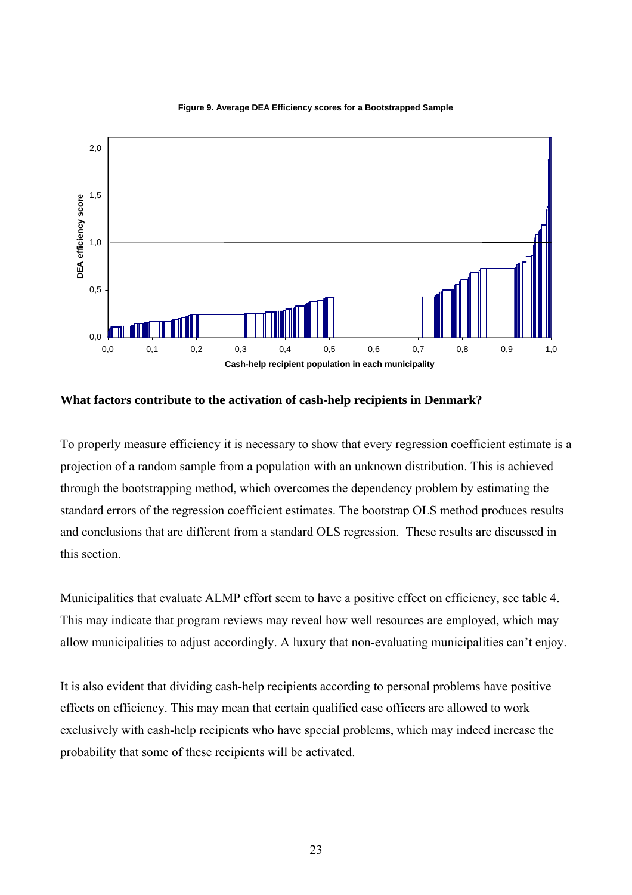**Figure 9. Average DEA Efficiency scores for a Bootstrapped Sample**

**What factors contribute to the activation of cash-help recipients in Denmark?**

To properly measure efficiency it is necessary to show that every regression coefficient estimate is a projection of a random sample from a population with an unknown distribution. This is achieved through the bootstrapping method, which overcomes the dependency problem by estimating the standard errors of the regression coefficient estimates. The bootstrap OLS method produces results and conclusions that are different from a standard OLS regression. These results are discussed in this section.

Municipalities that evaluate ALMP effort seem to have a positive effect on efficiency, see table 4. This may indicate that program reviews may reveal how well resources are employed, which may allow municipalities to adjust accordingly. A luxury that non-evaluating municipalities can't enjoy.

It is also evident that dividing cash-help recipients according to personal problems have positive effects on efficiency. This may mean that certain qualified case officers are allowed to work exclusively with cash-help recipients who have special problems, which may indeed increase the probability that some of these recipients will be activated.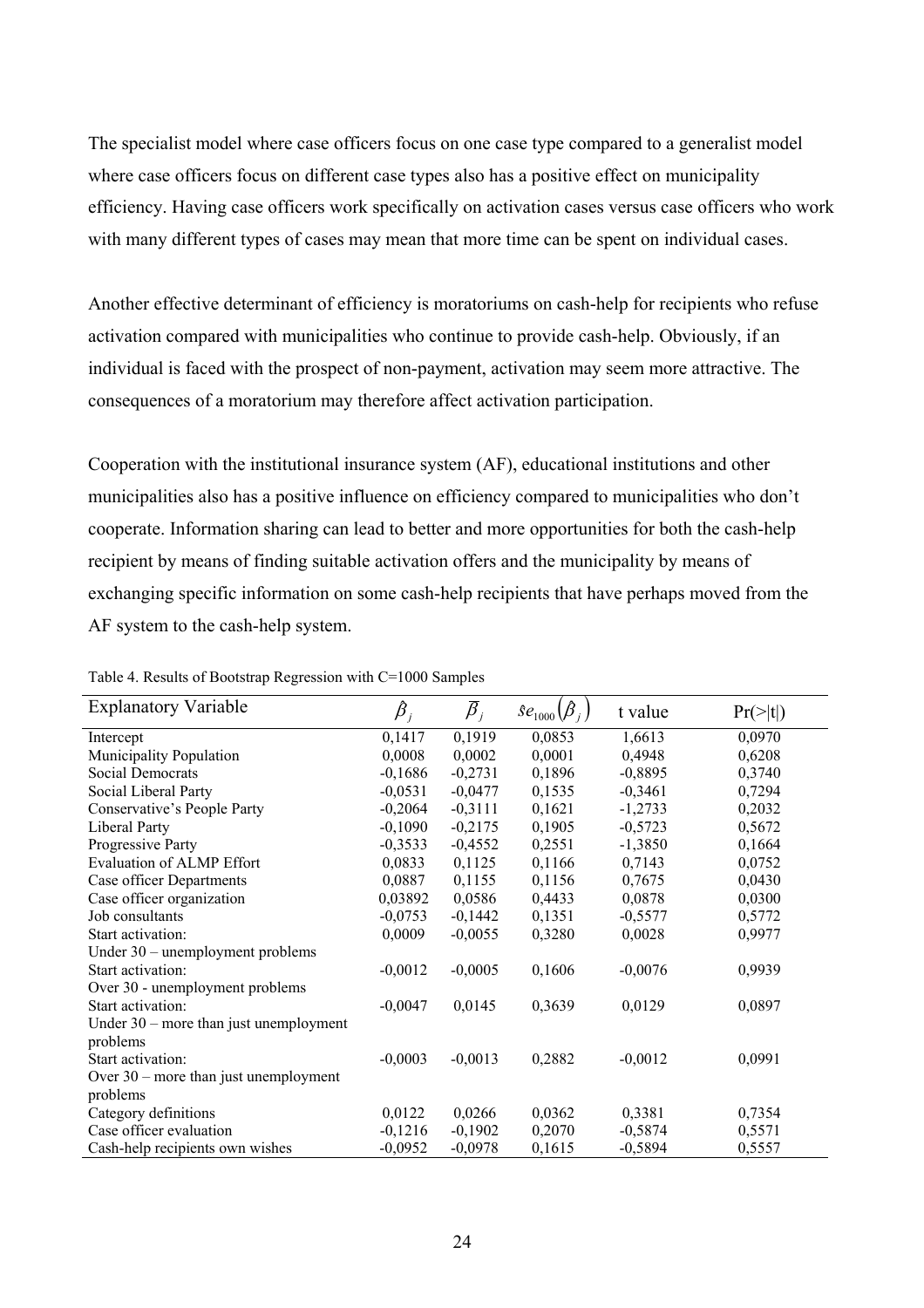The specialist model where case officers focus on one case type compared to a generalist model where case officers focus on different case types also has a positive effect on municipality efficiency. Having case officers work specifically on activation cases versus case officers who work with many different types of cases may mean that more time can be spent on individual cases.

Another effective determinant of efficiency is moratoriums on cash-help for recipients who refuse activation compared with municipalities who continue to provide cash-help. Obviously, if an individual is faced with the prospect of non-payment, activation may seem more attractive. The consequences of a moratorium may therefore affect activation participation.

Cooperation with the institutional insurance system (AF), educational institutions and other municipalities also has a positive influence on efficiency compared to municipalities who don't cooperate. Information sharing can lead to better and more opportunities for both the cash-help recipient by means of finding suitable activation offers and the municipality by means of exchanging specific information on some cash-help recipients that have perhaps moved from the AF system to the cash-help system.

Table 4. Results of Bootstrap Regression with C=1000 Samples

| Explanatory Variable | $\hat{\beta}_j$ | $\bar{\beta}_j$ | $\hat{s}e_{1000}(\beta_j)$ | t value | Pr(>\|t\|) |
|---|---|---|---|---|---|
| Intercept | 0,1417 | 0,1919 | 0,0853 | 1,6613 | 0,0970 |
| Municipality Population | 0,0008 | 0,0002 | 0,0001 | 0,4948 | 0,6208 |
| Social Democrats | -0,1686 | -0,2731 | 0,1896 | -0,8895 | 0,3740 |
| Social Liberal Party | -0,0531 | -0,0477 | 0,1535 | -0,3461 | 0,7294 |
| Conservative's People Party | -0,2064 | -0,3111 | 0,1621 | -1,2733 | 0,2032 |
| Liberal Party | -0,1090 | -0,2175 | 0,1905 | -0,5723 | 0,5672 |
| Progressive Party | -0,3533 | -0,4552 | 0,2551 | -1,3850 | 0,1664 |
| Evaluation of ALMP Effort | 0,0833 | 0,1125 | 0,1166 | 0,7143 | 0,0752 |
| Case officer Departments | 0,0887 | 0,1155 | 0,1156 | 0,7675 | 0,0430 |
| Case officer organization | 0,03892 | 0,0586 | 0,4433 | 0,0878 | 0,0300 |
| Job consultants | -0,0753 | -0,1442 | 0,1351 | -0,5577 | 0,5772 |
| Start activation: Under 30 – unemployment problems | 0,0009 | -0,0055 | 0,3280 | 0,0028 | 0,9977 |
| Start activation: Over 30 - unemployment problems | -0,0012 | -0,0005 | 0,1606 | -0,0076 | 0,9939 |
| Start activation: Under 30 – more than just unemployment problems | -0,0047 | 0,0145 | 0,3639 | 0,0129 | 0,0897 |
| Start activation: Over 30 – more than just unemployment problems | -0,0003 | -0,0013 | 0,2882 | -0,0012 | 0,0991 |
| Category definitions | 0,0122 | 0,0266 | 0,0362 | 0,3381 | 0,7354 |
| Case officer evaluation | -0,1216 | -0,1902 | 0,2070 | -0,5874 | 0,5571 |
| Cash-help recipients own wishes | -0,0952 | -0,0978 | 0,1615 | -0,5894 | 0,5557 |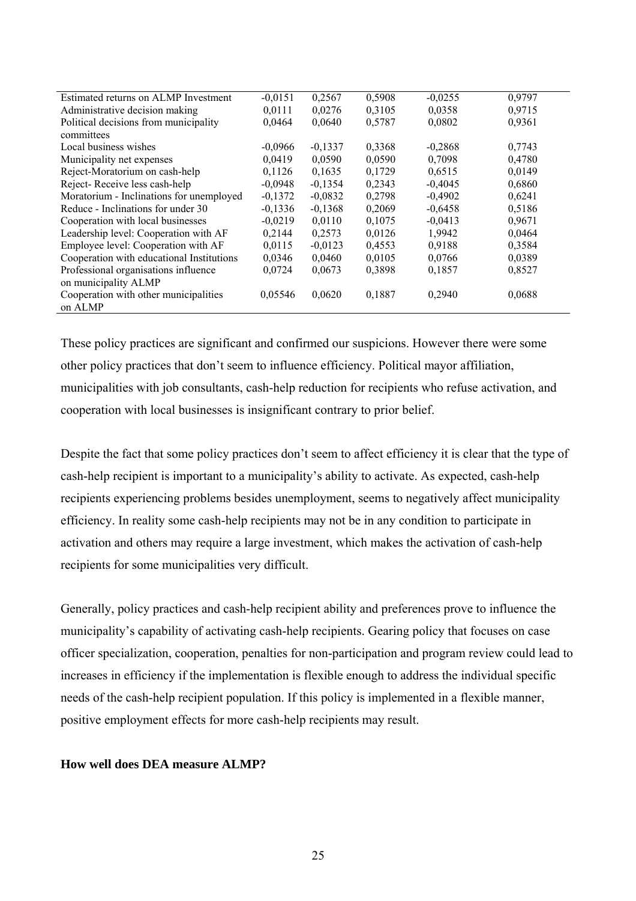| | | | | | |
|---|---|---|---|---|---|
| Estimated returns on ALMP Investment | -0,0151 | 0,2567 | 0,5908 | -0,0255 | 0,9797 |
| Administrative decision making | 0,0111 | 0,0276 | 0,3105 | 0,0358 | 0,9715 |
| Political decisions from municipality committees | 0,0464 | 0,0640 | 0,5787 | 0,0802 | 0,9361 |
| Local business wishes | -0,0966 | -0,1337 | 0,3368 | -0,2868 | 0,7743 |
| Municipality net expenses | 0,0419 | 0,0590 | 0,0590 | 0,7098 | 0,4780 |
| Reject-Moratorium on cash-help | 0,1126 | 0,1635 | 0,1729 | 0,6515 | 0,0149 |
| Reject- Receive less cash-help | -0,0948 | -0,1354 | 0,2343 | -0,4045 | 0,6860 |
| Moratorium - Inclinations for unemployed | -0,1372 | -0,0832 | 0,2798 | -0,4902 | 0,6241 |
| Reduce - Inclinations for under 30 | -0,1336 | -0,1368 | 0,2069 | -0,6458 | 0,5186 |
| Cooperation with local businesses | -0,0219 | 0,0110 | 0,1075 | -0,0413 | 0,9671 |
| Leadership level: Cooperation with AF | 0,2144 | 0,2573 | 0,0126 | 1,9942 | 0,0464 |
| Employee level: Cooperation with AF | 0,0115 | -0,0123 | 0,4553 | 0,9188 | 0,3584 |
| Cooperation with educational Institutions | 0,0346 | 0,0460 | 0,0105 | 0,0766 | 0,0389 |
| Professional organisations influence on municipality ALMP | 0,0724 | 0,0673 | 0,3898 | 0,1857 | 0,8527 |
| Cooperation with other municipalities on ALMP | 0,05546 | 0,0620 | 0,1887 | 0,2940 | 0,0688 |

These policy practices are significant and confirmed our suspicions. However there were some other policy practices that don't seem to influence efficiency. Political mayor affiliation, municipalities with job consultants, cash-help reduction for recipients who refuse activation, and cooperation with local businesses is insignificant contrary to prior belief.

Despite the fact that some policy practices don't seem to affect efficiency it is clear that the type of cash-help recipient is important to a municipality's ability to activate. As expected, cash-help recipients experiencing problems besides unemployment, seems to negatively affect municipality efficiency. In reality some cash-help recipients may not be in any condition to participate in activation and others may require a large investment, which makes the activation of cash-help recipients for some municipalities very difficult.

Generally, policy practices and cash-help recipient ability and preferences prove to influence the municipality's capability of activating cash-help recipients. Gearing policy that focuses on case officer specialization, cooperation, penalties for non-participation and program review could lead to increases in efficiency if the implementation is flexible enough to address the individual specific needs of the cash-help recipient population. If this policy is implemented in a flexible manner, positive employment effects for more cash-help recipients may result.

**How well does DEA measure ALMP?**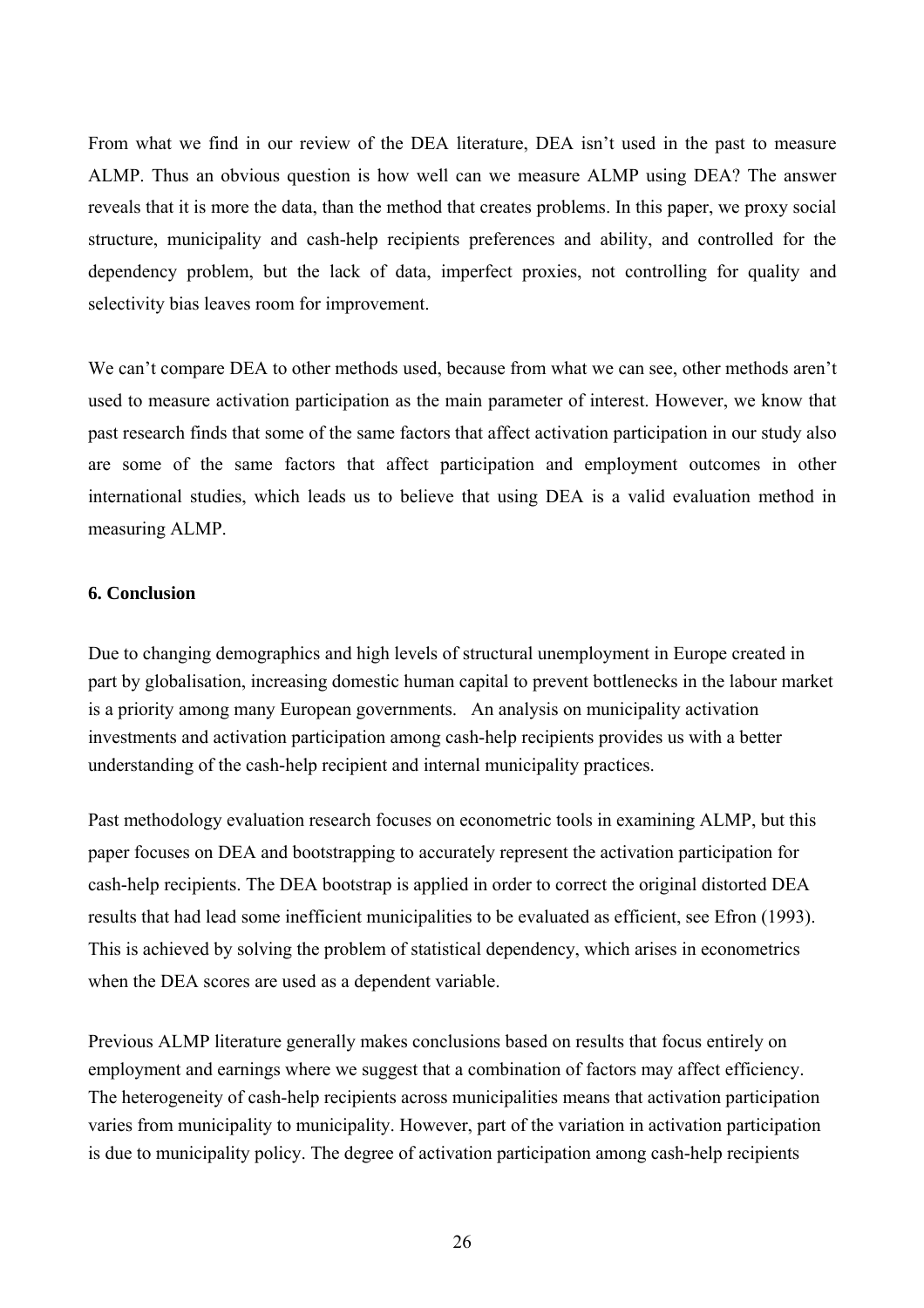From what we find in our review of the DEA literature, DEA isn't used in the past to measure ALMP. Thus an obvious question is how well can we measure ALMP using DEA? The answer reveals that it is more the data, than the method that creates problems. In this paper, we proxy social structure, municipality and cash-help recipients preferences and ability, and controlled for the dependency problem, but the lack of data, imperfect proxies, not controlling for quality and selectivity bias leaves room for improvement.

We can't compare DEA to other methods used, because from what we can see, other methods aren't used to measure activation participation as the main parameter of interest. However, we know that past research finds that some of the same factors that affect activation participation in our study also are some of the same factors that affect participation and employment outcomes in other international studies, which leads us to believe that using DEA is a valid evaluation method in measuring ALMP.

### 6. Conclusion

Due to changing demographics and high levels of structural unemployment in Europe created in part by globalisation, increasing domestic human capital to prevent bottlenecks in the labour market is a priority among many European governments. An analysis on municipality activation investments and activation participation among cash-help recipients provides us with a better understanding of the cash-help recipient and internal municipality practices.

Past methodology evaluation research focuses on econometric tools in examining ALMP, but this paper focuses on DEA and bootstrapping to accurately represent the activation participation for cash-help recipients. The DEA bootstrap is applied in order to correct the original distorted DEA results that had lead some inefficient municipalities to be evaluated as efficient, see Efron (1993). This is achieved by solving the problem of statistical dependency, which arises in econometrics when the DEA scores are used as a dependent variable.

Previous ALMP literature generally makes conclusions based on results that focus entirely on employment and earnings where we suggest that a combination of factors may affect efficiency. The heterogeneity of cash-help recipients across municipalities means that activation participation varies from municipality to municipality. However, part of the variation in activation participation is due to municipality policy. The degree of activation participation among cash-help recipients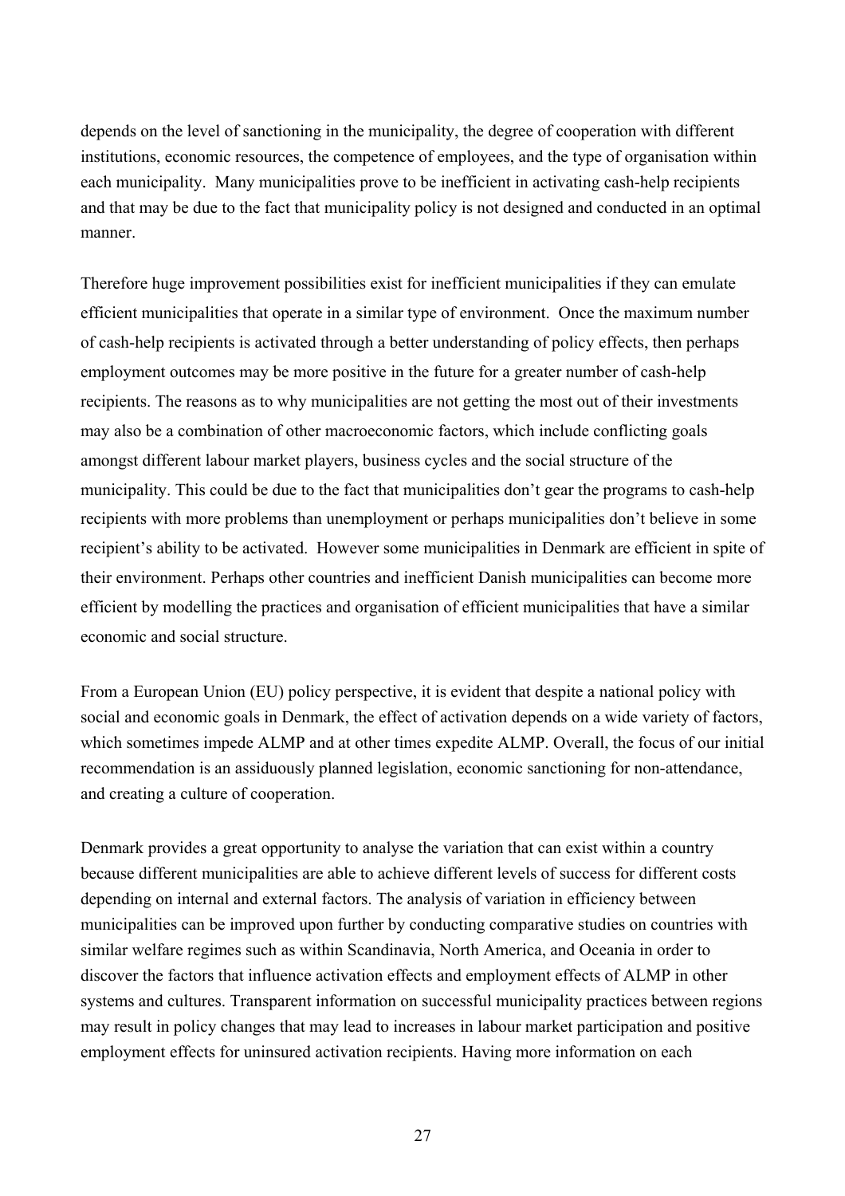depends on the level of sanctioning in the municipality, the degree of cooperation with different institutions, economic resources, the competence of employees, and the type of organisation within each municipality. Many municipalities prove to be inefficient in activating cash-help recipients and that may be due to the fact that municipality policy is not designed and conducted in an optimal manner.

Therefore huge improvement possibilities exist for inefficient municipalities if they can emulate efficient municipalities that operate in a similar type of environment. Once the maximum number of cash-help recipients is activated through a better understanding of policy effects, then perhaps employment outcomes may be more positive in the future for a greater number of cash-help recipients. The reasons as to why municipalities are not getting the most out of their investments may also be a combination of other macroeconomic factors, which include conflicting goals amongst different labour market players, business cycles and the social structure of the municipality. This could be due to the fact that municipalities don't gear the programs to cash-help recipients with more problems than unemployment or perhaps municipalities don't believe in some recipient's ability to be activated. However some municipalities in Denmark are efficient in spite of their environment. Perhaps other countries and inefficient Danish municipalities can become more efficient by modelling the practices and organisation of efficient municipalities that have a similar economic and social structure.

From a European Union (EU) policy perspective, it is evident that despite a national policy with social and economic goals in Denmark, the effect of activation depends on a wide variety of factors, which sometimes impede ALMP and at other times expedite ALMP. Overall, the focus of our initial recommendation is an assiduously planned legislation, economic sanctioning for non-attendance, and creating a culture of cooperation.

Denmark provides a great opportunity to analyse the variation that can exist within a country because different municipalities are able to achieve different levels of success for different costs depending on internal and external factors. The analysis of variation in efficiency between municipalities can be improved upon further by conducting comparative studies on countries with similar welfare regimes such as within Scandinavia, North America, and Oceania in order to discover the factors that influence activation effects and employment effects of ALMP in other systems and cultures. Transparent information on successful municipality practices between regions may result in policy changes that may lead to increases in labour market participation and positive employment effects for uninsured activation recipients. Having more information on each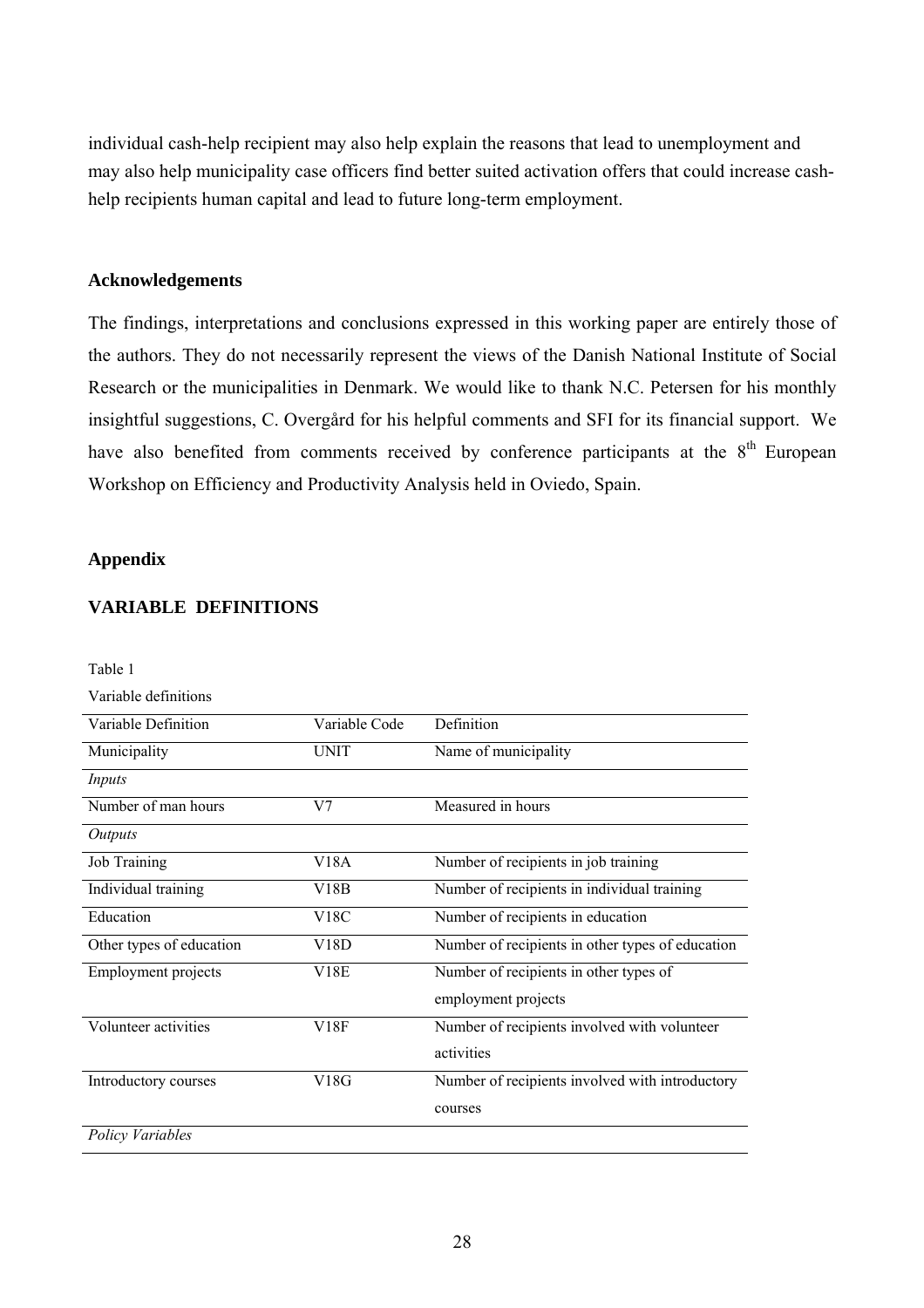individual cash-help recipient may also help explain the reasons that lead to unemployment and may also help municipality case officers find better suited activation offers that could increase cash-help recipients human capital and lead to future long-term employment.

### Acknowledgements

The findings, interpretations and conclusions expressed in this working paper are entirely those of the authors. They do not necessarily represent the views of the Danish National Institute of Social Research or the municipalities in Denmark. We would like to thank N.C. Petersen for his monthly insightful suggestions, C. Overgård for his helpful comments and SFI for its financial support. We have also benefited from comments received by conference participants at the 8th European Workshop on Efficiency and Productivity Analysis held in Oviedo, Spain.

### Appendix

### VARIABLE DEFINITIONS

Table 1

Variable definitions

| Variable Definition | Variable Code | Definition |
|---|---|---|
| Municipality | UNIT | Name of municipality |
| *Inputs* | | |
| Number of man hours | V7 | Measured in hours |
| *Outputs* | | |
| Job Training | V18A | Number of recipients in job training |
| Individual training | V18B | Number of recipients in individual training |
| Education | V18C | Number of recipients in education |
| Other types of education | V18D | Number of recipients in other types of education |
| Employment projects | V18E | Number of recipients in other types of employment projects |
| Volunteer activities | V18F | Number of recipients involved with volunteer activities |
| Introductory courses | V18G | Number of recipients involved with introductory courses |
| *Policy Variables* | | |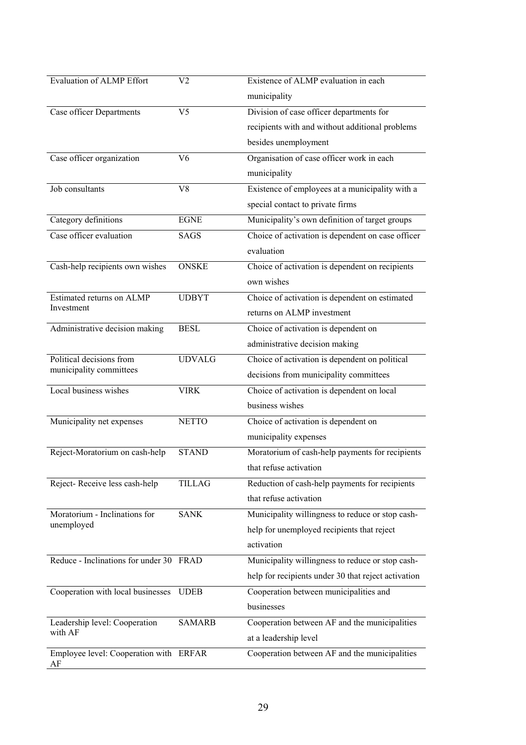| | | |
|---|---|---|
| Evaluation of ALMP Effort | V2 | Existence of ALMP evaluation in each municipality |
| Case officer Departments | V5 | Division of case officer departments for recipients with and without additional problems besides unemployment |
| Case officer organization | V6 | Organisation of case officer work in each municipality |
| Job consultants | V8 | Existence of employees at a municipality with a special contact to private firms |
| Category definitions | EGNE | Municipality's own definition of target groups |
| Case officer evaluation | SAGS | Choice of activation is dependent on case officer evaluation |
| Cash-help recipients own wishes | ONSKE | Choice of activation is dependent on recipients own wishes |
| Estimated returns on ALMP Investment | UDBYT | Choice of activation is dependent on estimated returns on ALMP investment |
| Administrative decision making | BESL | Choice of activation is dependent on administrative decision making |
| Political decisions from municipality committees | UDVALG | Choice of activation is dependent on political decisions from municipality committees |
| Local business wishes | VIRK | Choice of activation is dependent on local business wishes |
| Municipality net expenses | NETTO | Choice of activation is dependent on municipality expenses |
| Reject-Moratorium on cash-help | STAND | Moratorium of cash-help payments for recipients that refuse activation |
| Reject- Receive less cash-help | TILLAG | Reduction of cash-help payments for recipients that refuse activation |
| Moratorium - Inclinations for unemployed | SANK | Municipality willingness to reduce or stop cash-help for unemployed recipients that reject activation |
| Reduce - Inclinations for under 30 | FRAD | Municipality willingness to reduce or stop cash-help for recipients under 30 that reject activation |
| Cooperation with local businesses | UDEB | Cooperation between municipalities and businesses |
| Leadership level: Cooperation with AF | SAMARB | Cooperation between AF and the municipalities at a leadership level |
| Employee level: Cooperation with AF | ERFAR | Cooperation between AF and the municipalities |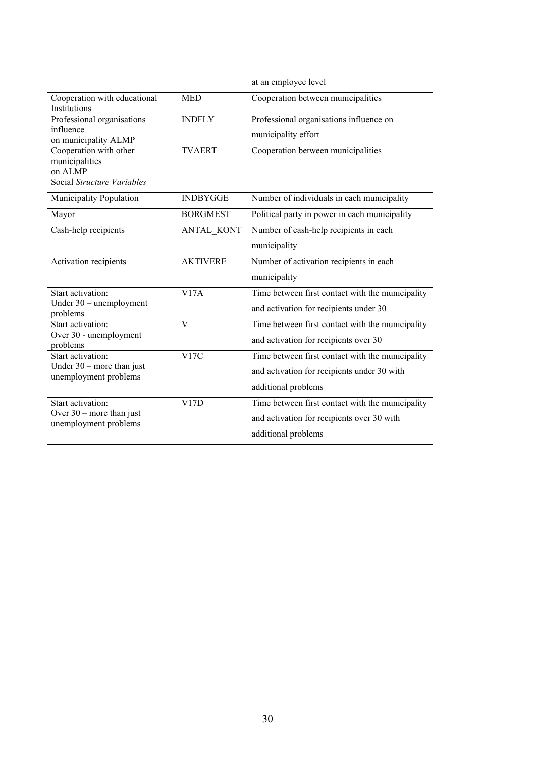| | | |
|---|---|---|
| | | at an employee level |
| Cooperation with educational Institutions | MED | Cooperation between municipalities |
| Professional organisations influence on municipality ALMP | INDFLY | Professional organisations influence on municipality effort |
| Cooperation with other municipalities on ALMP | TVAERT | Cooperation between municipalities |
| Social *Structure Variables* | | |
| Municipality Population | INDBYGGE | Number of individuals in each municipality |
| Mayor | BORGMEST | Political party in power in each municipality |
| Cash-help recipients | ANTAL_KONT | Number of cash-help recipients in each municipality |
| Activation recipients | AKTIVERE | Number of activation recipients in each municipality |
| Start activation: Under 30 – unemployment problems | V17A | Time between first contact with the municipality and activation for recipients under 30 |
| Start activation: Over 30 - unemployment problems | V | Time between first contact with the municipality and activation for recipients over 30 |
| Start activation: Under 30 – more than just unemployment problems | V17C | Time between first contact with the municipality and activation for recipients under 30 with additional problems |
| Start activation: Over 30 – more than just unemployment problems | V17D | Time between first contact with the municipality and activation for recipients over 30 with additional problems |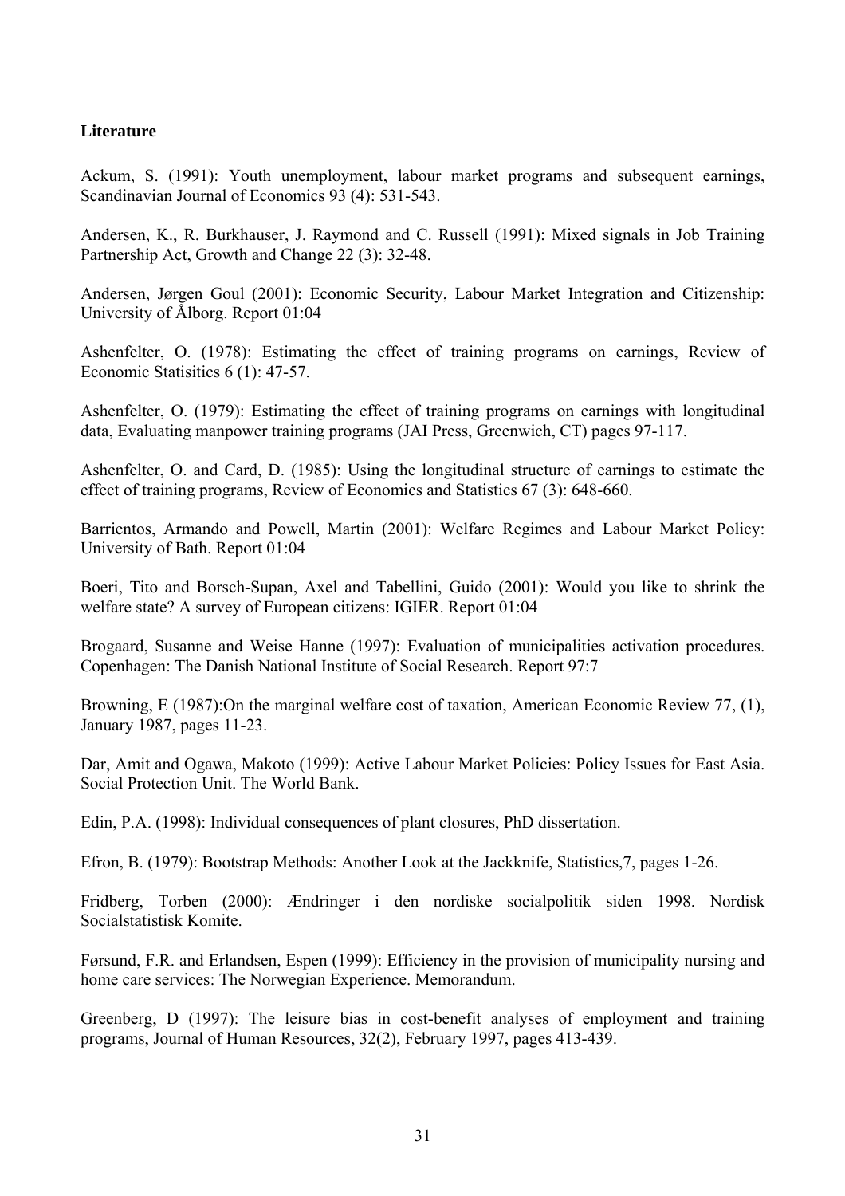**Literature**

Ackum, S. (1991): Youth unemployment, labour market programs and subsequent earnings, Scandinavian Journal of Economics 93 (4): 531-543.

Andersen, K., R. Burkhauser, J. Raymond and C. Russell (1991): Mixed signals in Job Training Partnership Act, Growth and Change 22 (3): 32-48.

Andersen, Jørgen Goul (2001): Economic Security, Labour Market Integration and Citizenship: University of Ålborg. Report 01:04

Ashenfelter, O. (1978): Estimating the effect of training programs on earnings, Review of Economic Statisitics 6 (1): 47-57.

Ashenfelter, O. (1979): Estimating the effect of training programs on earnings with longitudinal data, Evaluating manpower training programs (JAI Press, Greenwich, CT) pages 97-117.

Ashenfelter, O. and Card, D. (1985): Using the longitudinal structure of earnings to estimate the effect of training programs, Review of Economics and Statistics 67 (3): 648-660.

Barrientos, Armando and Powell, Martin (2001): Welfare Regimes and Labour Market Policy: University of Bath. Report 01:04

Boeri, Tito and Borsch-Supan, Axel and Tabellini, Guido (2001): Would you like to shrink the welfare state? A survey of European citizens: IGIER. Report 01:04

Brogaard, Susanne and Weise Hanne (1997): Evaluation of municipalities activation procedures. Copenhagen: The Danish National Institute of Social Research. Report 97:7

Browning, E (1987):On the marginal welfare cost of taxation, American Economic Review 77, (1), January 1987, pages 11-23.

Dar, Amit and Ogawa, Makoto (1999): Active Labour Market Policies: Policy Issues for East Asia. Social Protection Unit. The World Bank.

Edin, P.A. (1998): Individual consequences of plant closures, PhD dissertation.

Efron, B. (1979): Bootstrap Methods: Another Look at the Jackknife, Statistics,7, pages 1-26.

Fridberg, Torben (2000): Ændringer i den nordiske socialpolitik siden 1998. Nordisk Socialstatistisk Komite.

Førsund, F.R. and Erlandsen, Espen (1999): Efficiency in the provision of municipality nursing and home care services: The Norwegian Experience. Memorandum.

Greenberg, D (1997): The leisure bias in cost-benefit analyses of employment and training programs, Journal of Human Resources, 32(2), February 1997, pages 413-439.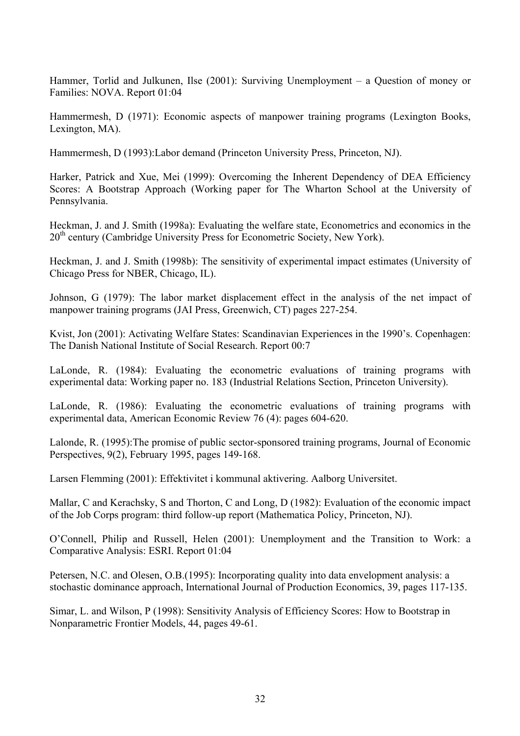Hammer, Torlid and Julkunen, Ilse (2001): Surviving Unemployment – a Question of money or Families: NOVA. Report 01:04

Hammermesh, D (1971): Economic aspects of manpower training programs (Lexington Books, Lexington, MA).

Hammermesh, D (1993):Labor demand (Princeton University Press, Princeton, NJ).

Harker, Patrick and Xue, Mei (1999): Overcoming the Inherent Dependency of DEA Efficiency Scores: A Bootstrap Approach (Working paper for The Wharton School at the University of Pennsylvania.

Heckman, J. and J. Smith (1998a): Evaluating the welfare state, Econometrics and economics in the 20th century (Cambridge University Press for Econometric Society, New York).

Heckman, J. and J. Smith (1998b): The sensitivity of experimental impact estimates (University of Chicago Press for NBER, Chicago, IL).

Johnson, G (1979): The labor market displacement effect in the analysis of the net impact of manpower training programs (JAI Press, Greenwich, CT) pages 227-254.

Kvist, Jon (2001): Activating Welfare States: Scandinavian Experiences in the 1990's. Copenhagen: The Danish National Institute of Social Research. Report 00:7

LaLonde, R. (1984): Evaluating the econometric evaluations of training programs with experimental data: Working paper no. 183 (Industrial Relations Section, Princeton University).

LaLonde, R. (1986): Evaluating the econometric evaluations of training programs with experimental data, American Economic Review 76 (4): pages 604-620.

Lalonde, R. (1995):The promise of public sector-sponsored training programs, Journal of Economic Perspectives, 9(2), February 1995, pages 149-168.

Larsen Flemming (2001): Effektivitet i kommunal aktivering. Aalborg Universitet.

Mallar, C and Kerachsky, S and Thorton, C and Long, D (1982): Evaluation of the economic impact of the Job Corps program: third follow-up report (Mathematica Policy, Princeton, NJ).

O'Connell, Philip and Russell, Helen (2001): Unemployment and the Transition to Work: a Comparative Analysis: ESRI. Report 01:04

Petersen, N.C. and Olesen, O.B.(1995): Incorporating quality into data envelopment analysis: a stochastic dominance approach, International Journal of Production Economics, 39, pages 117-135.

Simar, L. and Wilson, P (1998): Sensitivity Analysis of Efficiency Scores: How to Bootstrap in Nonparametric Frontier Models, 44, pages 49-61.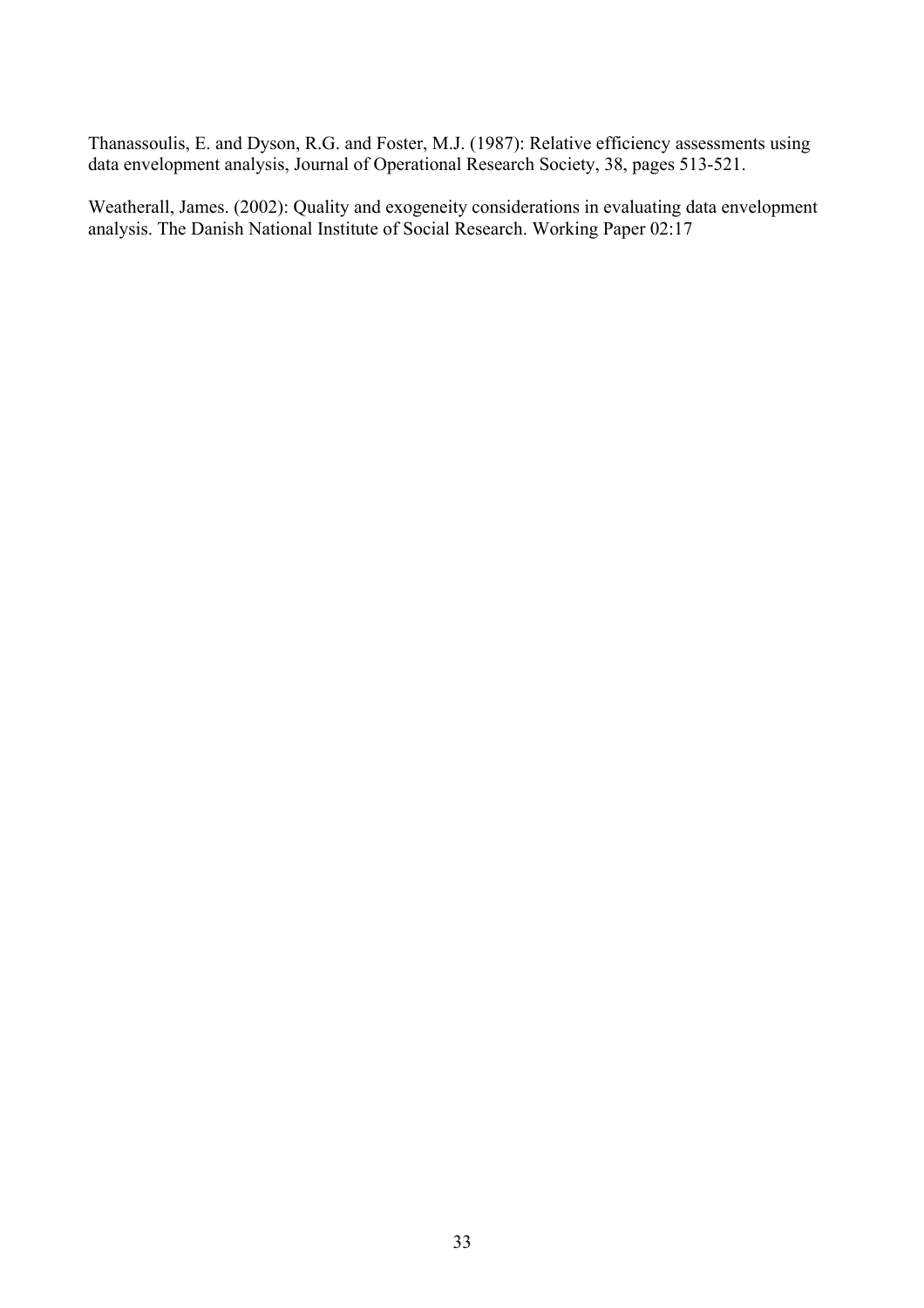Thanassoulis, E. and Dyson, R.G. and Foster, M.J. (1987): Relative efficiency assessments using data envelopment analysis, Journal of Operational Research Society, 38, pages 513-521.

Weatherall, James. (2002): Quality and exogeneity considerations in evaluating data envelopment analysis. The Danish National Institute of Social Research. Working Paper 02:17